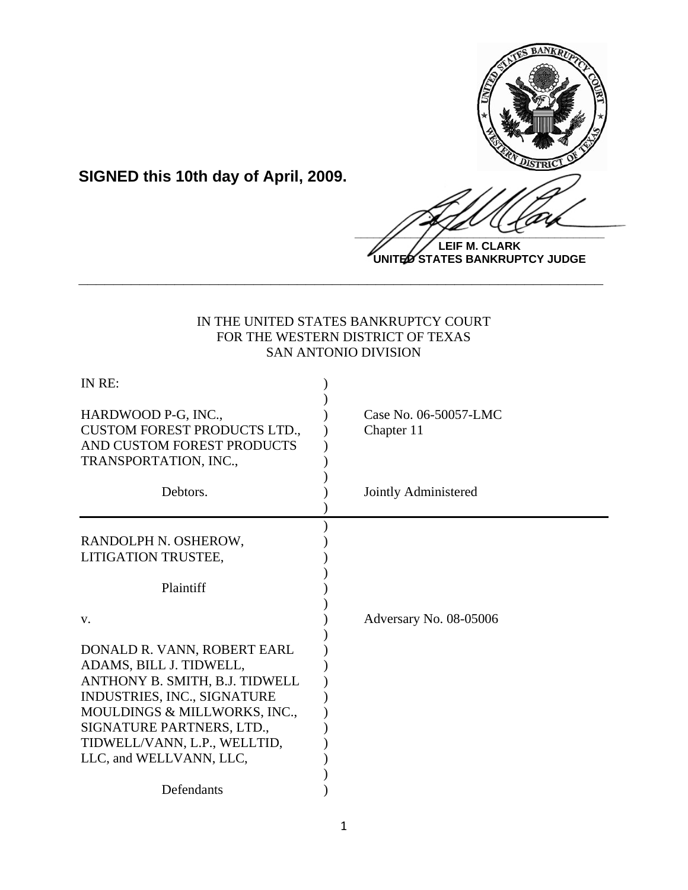**SIGNED this 10th day of April, 2009.**

**LEIF M. CLARK**
**UNITED STATES BANKRUPTCY JUDGE**

---

IN THE UNITED STATES BANKRUPTCY COURT
FOR THE WESTERN DISTRICT OF TEXAS
SAN ANTONIO DIVISION

| | |
|---|---|
| IN RE: | |
| HARDWOOD P-G, INC., CUSTOM FOREST PRODUCTS LTD., AND CUSTOM FOREST PRODUCTS TRANSPORTATION, INC., | Case No. 06-50057-LMC<br>Chapter 11 |
| Debtors. | Jointly Administered |
| RANDOLPH N. OSHEROW, LITIGATION TRUSTEE, | |
| Plaintiff | |
| v. | Adversary No. 08-05006 |
| DONALD R. VANN, ROBERT EARL ADAMS, BILL J. TIDWELL, ANTHONY B. SMITH, B.J. TIDWELL INDUSTRIES, INC., SIGNATURE MOULDINGS & MILLWORKS, INC., SIGNATURE PARTNERS, LTD., TIDWELL/VANN, L.P., WELLTID, LLC, and WELLVANN, LLC, | |
| Defendants | |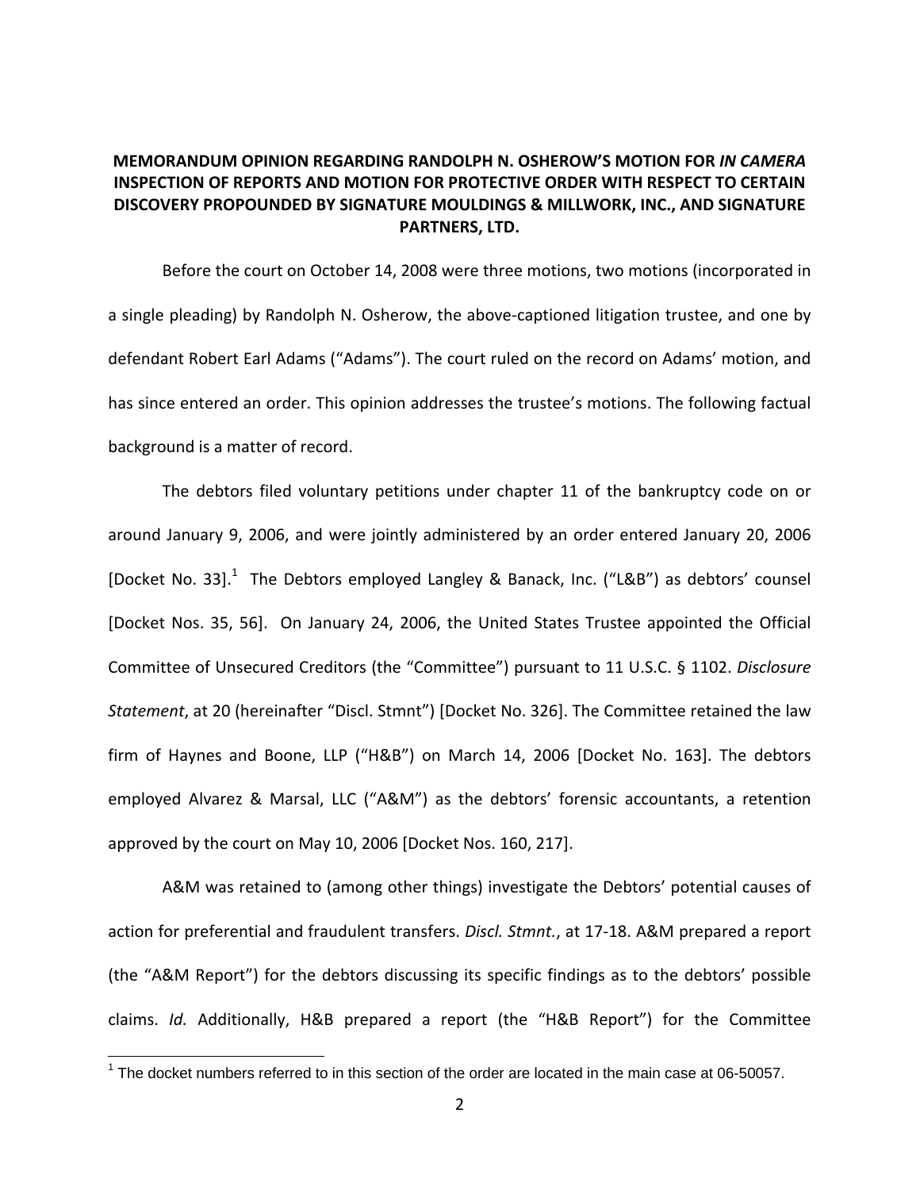**MEMORANDUM OPINION REGARDING RANDOLPH N. OSHEROW'S MOTION FOR *IN CAMERA* INSPECTION OF REPORTS AND MOTION FOR PROTECTIVE ORDER WITH RESPECT TO CERTAIN DISCOVERY PROPOUNDED BY SIGNATURE MOULDINGS & MILLWORK, INC., AND SIGNATURE PARTNERS, LTD.**

Before the court on October 14, 2008 were three motions, two motions (incorporated in a single pleading) by Randolph N. Osherow, the above-captioned litigation trustee, and one by defendant Robert Earl Adams ("Adams"). The court ruled on the record on Adams' motion, and has since entered an order. This opinion addresses the trustee's motions. The following factual background is a matter of record.

The debtors filed voluntary petitions under chapter 11 of the bankruptcy code on or around January 9, 2006, and were jointly administered by an order entered January 20, 2006 [Docket No. 33].[1] The Debtors employed Langley & Banack, Inc. ("L&B") as debtors' counsel [Docket Nos. 35, 56]. On January 24, 2006, the United States Trustee appointed the Official Committee of Unsecured Creditors (the "Committee") pursuant to 11 U.S.C. § 1102. *Disclosure Statement*, at 20 (hereinafter "Discl. Stmnt") [Docket No. 326]. The Committee retained the law firm of Haynes and Boone, LLP ("H&B") on March 14, 2006 [Docket No. 163]. The debtors employed Alvarez & Marsal, LLC ("A&M") as the debtors' forensic accountants, a retention approved by the court on May 10, 2006 [Docket Nos. 160, 217].

A&M was retained to (among other things) investigate the Debtors' potential causes of action for preferential and fraudulent transfers. *Discl. Stmnt.*, at 17-18. A&M prepared a report (the "A&M Report") for the debtors discussing its specific findings as to the debtors' possible claims. *Id.* Additionally, H&B prepared a report (the "H&B Report") for the Committee

[1] The docket numbers referred to in this section of the order are located in the main case at 06-50057.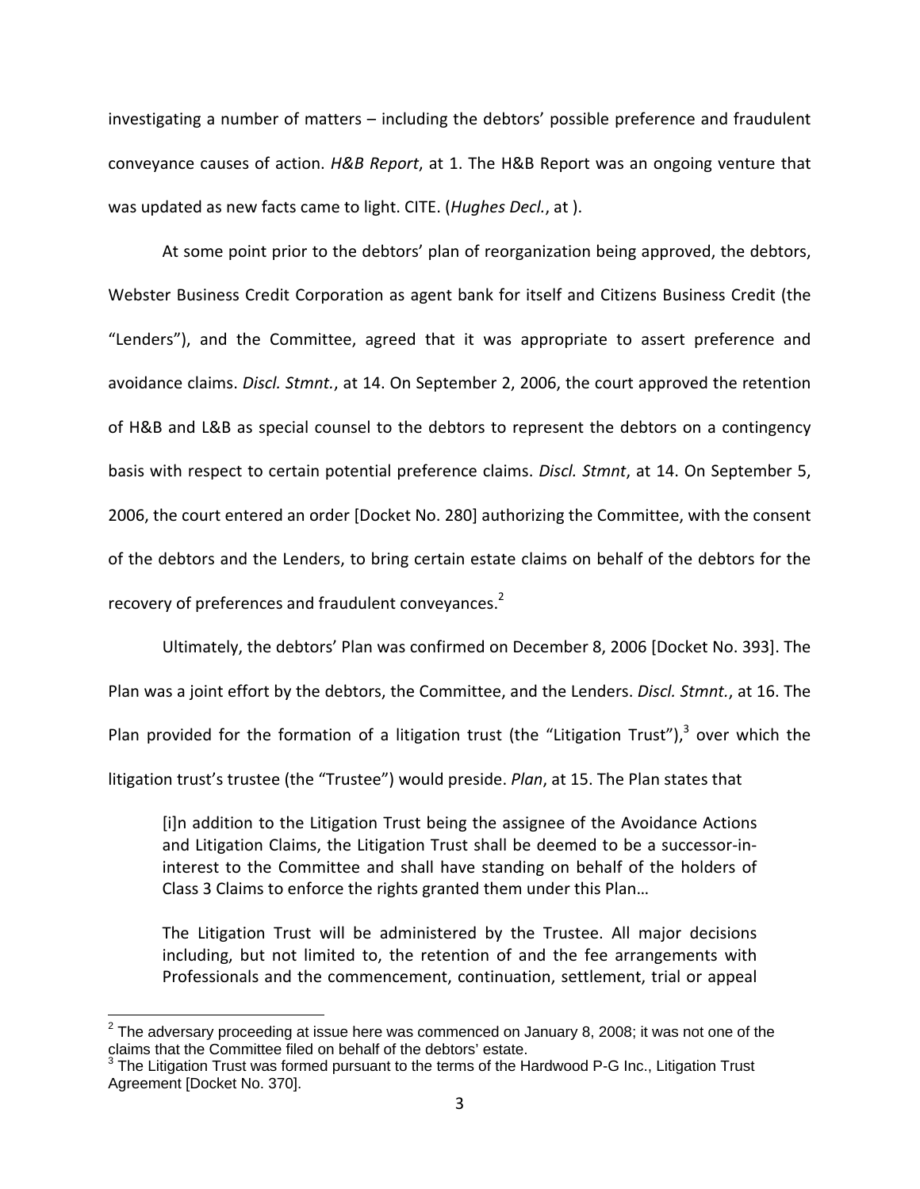investigating a number of matters – including the debtors' possible preference and fraudulent conveyance causes of action. *H&B Report*, at 1. The H&B Report was an ongoing venture that was updated as new facts came to light. CITE. (*Hughes Decl.*, at ).

At some point prior to the debtors' plan of reorganization being approved, the debtors, Webster Business Credit Corporation as agent bank for itself and Citizens Business Credit (the "Lenders"), and the Committee, agreed that it was appropriate to assert preference and avoidance claims. *Discl. Stmnt.*, at 14. On September 2, 2006, the court approved the retention of H&B and L&B as special counsel to the debtors to represent the debtors on a contingency basis with respect to certain potential preference claims. *Discl. Stmnt*, at 14. On September 5, 2006, the court entered an order [Docket No. 280] authorizing the Committee, with the consent of the debtors and the Lenders, to bring certain estate claims on behalf of the debtors for the recovery of preferences and fraudulent conveyances.[2]

Ultimately, the debtors' Plan was confirmed on December 8, 2006 [Docket No. 393]. The Plan was a joint effort by the debtors, the Committee, and the Lenders. *Discl. Stmnt.*, at 16. The Plan provided for the formation of a litigation trust (the "Litigation Trust"),[3] over which the litigation trust's trustee (the "Trustee") would preside. *Plan*, at 15. The Plan states that

> [i]n addition to the Litigation Trust being the assignee of the Avoidance Actions and Litigation Claims, the Litigation Trust shall be deemed to be a successor-in-interest to the Committee and shall have standing on behalf of the holders of Class 3 Claims to enforce the rights granted them under this Plan…
>
> The Litigation Trust will be administered by the Trustee. All major decisions including, but not limited to, the retention of and the fee arrangements with Professionals and the commencement, continuation, settlement, trial or appeal

---

[2] The adversary proceeding at issue here was commenced on January 8, 2008; it was not one of the claims that the Committee filed on behalf of the debtors' estate.

[3] The Litigation Trust was formed pursuant to the terms of the Hardwood P-G Inc., Litigation Trust Agreement [Docket No. 370].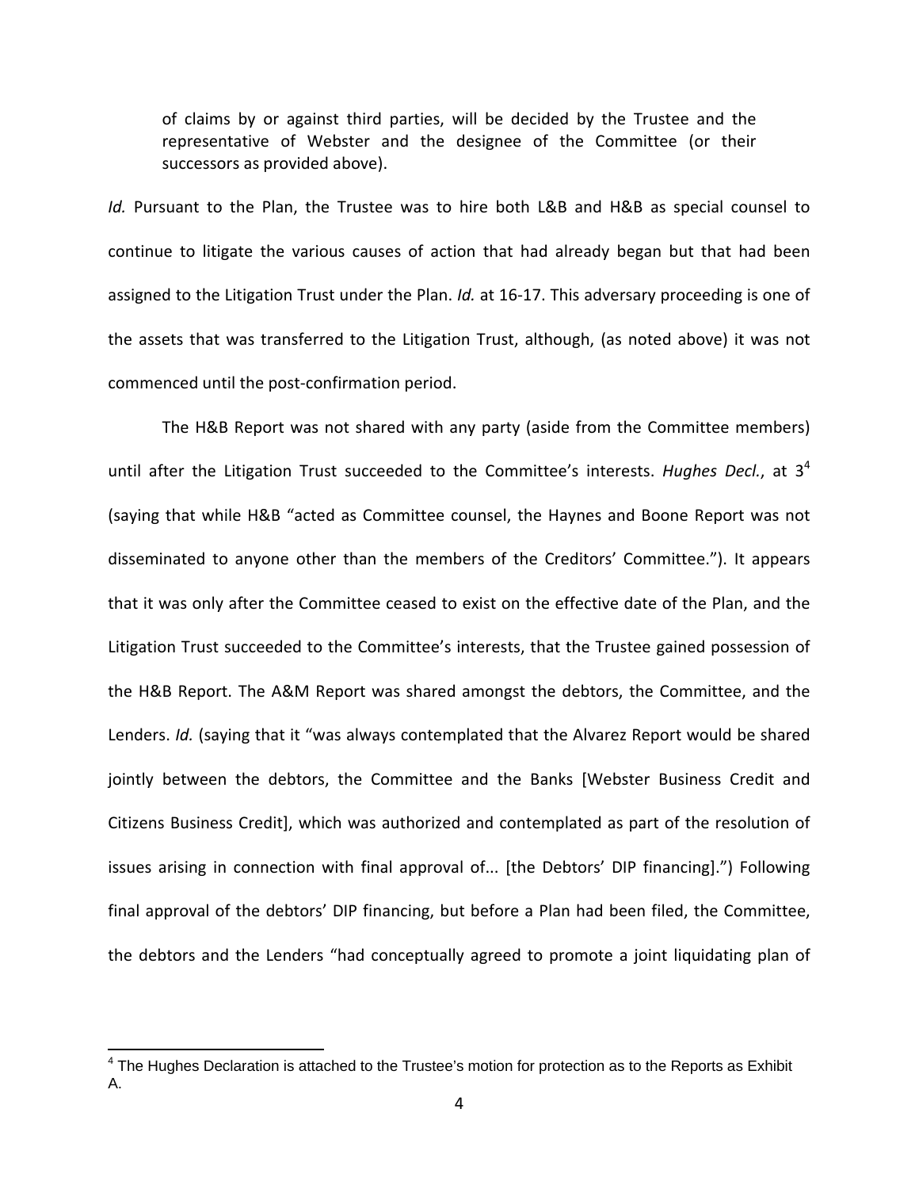of claims by or against third parties, will be decided by the Trustee and the representative of Webster and the designee of the Committee (or their successors as provided above).

*Id.* Pursuant to the Plan, the Trustee was to hire both L&B and H&B as special counsel to continue to litigate the various causes of action that had already began but that had been assigned to the Litigation Trust under the Plan. *Id.* at 16-17. This adversary proceeding is one of the assets that was transferred to the Litigation Trust, although, (as noted above) it was not commenced until the post-confirmation period.

The H&B Report was not shared with any party (aside from the Committee members) until after the Litigation Trust succeeded to the Committee's interests. *Hughes Decl.*, at 3[4] (saying that while H&B "acted as Committee counsel, the Haynes and Boone Report was not disseminated to anyone other than the members of the Creditors' Committee."). It appears that it was only after the Committee ceased to exist on the effective date of the Plan, and the Litigation Trust succeeded to the Committee's interests, that the Trustee gained possession of the H&B Report. The A&M Report was shared amongst the debtors, the Committee, and the Lenders. *Id.* (saying that it "was always contemplated that the Alvarez Report would be shared jointly between the debtors, the Committee and the Banks [Webster Business Credit and Citizens Business Credit], which was authorized and contemplated as part of the resolution of issues arising in connection with final approval of... [the Debtors' DIP financing].") Following final approval of the debtors' DIP financing, but before a Plan had been filed, the Committee, the debtors and the Lenders "had conceptually agreed to promote a joint liquidating plan of

[4] The Hughes Declaration is attached to the Trustee's motion for protection as to the Reports as Exhibit A.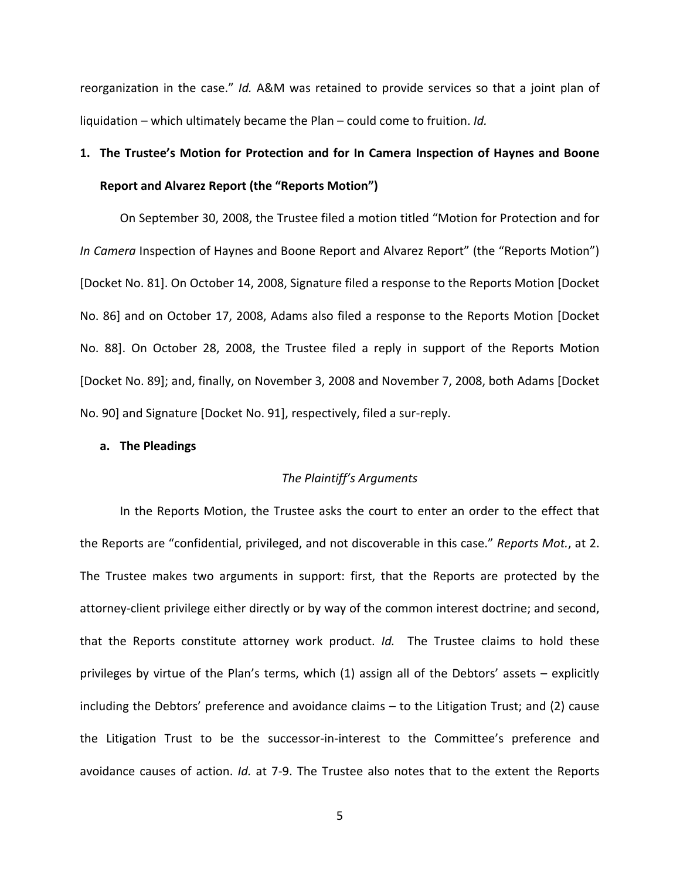reorganization in the case." *Id.* A&M was retained to provide services so that a joint plan of liquidation – which ultimately became the Plan – could come to fruition. *Id.*

### 1. The Trustee's Motion for Protection and for In Camera Inspection of Haynes and Boone Report and Alvarez Report (the "Reports Motion")

On September 30, 2008, the Trustee filed a motion titled "Motion for Protection and for *In Camera* Inspection of Haynes and Boone Report and Alvarez Report" (the "Reports Motion") [Docket No. 81]. On October 14, 2008, Signature filed a response to the Reports Motion [Docket No. 86] and on October 17, 2008, Adams also filed a response to the Reports Motion [Docket No. 88]. On October 28, 2008, the Trustee filed a reply in support of the Reports Motion [Docket No. 89]; and, finally, on November 3, 2008 and November 7, 2008, both Adams [Docket No. 90] and Signature [Docket No. 91], respectively, filed a sur-reply.

#### a. The Pleadings

*The Plaintiff's Arguments*

In the Reports Motion, the Trustee asks the court to enter an order to the effect that the Reports are "confidential, privileged, and not discoverable in this case." *Reports Mot.*, at 2. The Trustee makes two arguments in support: first, that the Reports are protected by the attorney-client privilege either directly or by way of the common interest doctrine; and second, that the Reports constitute attorney work product. *Id.* The Trustee claims to hold these privileges by virtue of the Plan's terms, which (1) assign all of the Debtors' assets – explicitly including the Debtors' preference and avoidance claims – to the Litigation Trust; and (2) cause the Litigation Trust to be the successor-in-interest to the Committee's preference and avoidance causes of action. *Id.* at 7-9. The Trustee also notes that to the extent the Reports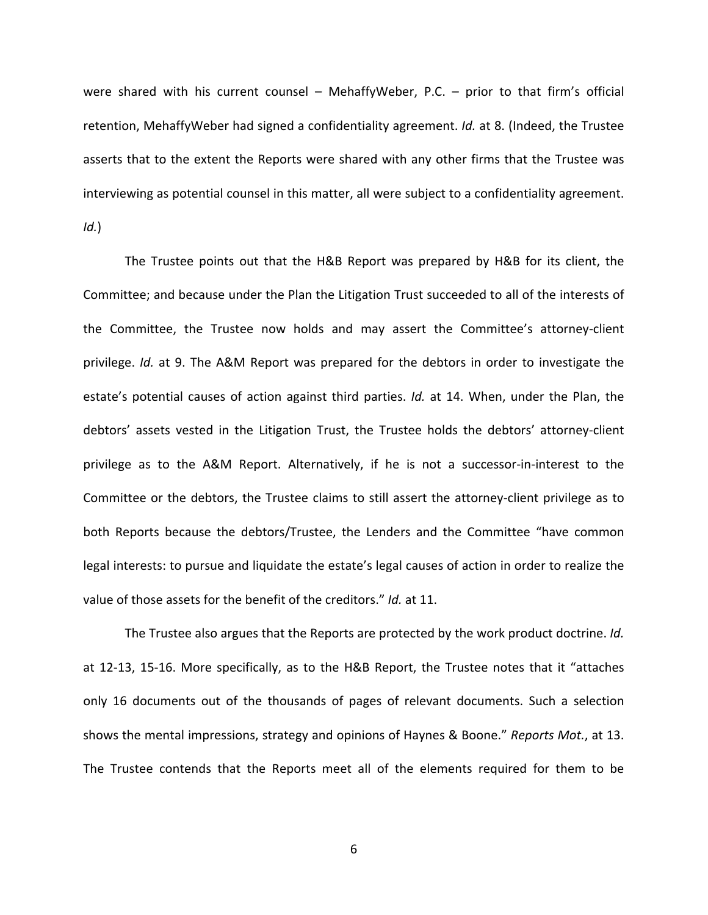were shared with his current counsel – MehaffyWeber, P.C. – prior to that firm's official retention, MehaffyWeber had signed a confidentiality agreement. *Id.* at 8. (Indeed, the Trustee asserts that to the extent the Reports were shared with any other firms that the Trustee was interviewing as potential counsel in this matter, all were subject to a confidentiality agreement. *Id.*)

The Trustee points out that the H&B Report was prepared by H&B for its client, the Committee; and because under the Plan the Litigation Trust succeeded to all of the interests of the Committee, the Trustee now holds and may assert the Committee's attorney-client privilege. *Id.* at 9. The A&M Report was prepared for the debtors in order to investigate the estate's potential causes of action against third parties. *Id.* at 14. When, under the Plan, the debtors' assets vested in the Litigation Trust, the Trustee holds the debtors' attorney-client privilege as to the A&M Report. Alternatively, if he is not a successor-in-interest to the Committee or the debtors, the Trustee claims to still assert the attorney-client privilege as to both Reports because the debtors/Trustee, the Lenders and the Committee "have common legal interests: to pursue and liquidate the estate's legal causes of action in order to realize the value of those assets for the benefit of the creditors." *Id.* at 11.

The Trustee also argues that the Reports are protected by the work product doctrine. *Id.* at 12-13, 15-16. More specifically, as to the H&B Report, the Trustee notes that it "attaches only 16 documents out of the thousands of pages of relevant documents. Such a selection shows the mental impressions, strategy and opinions of Haynes & Boone." *Reports Mot.*, at 13. The Trustee contends that the Reports meet all of the elements required for them to be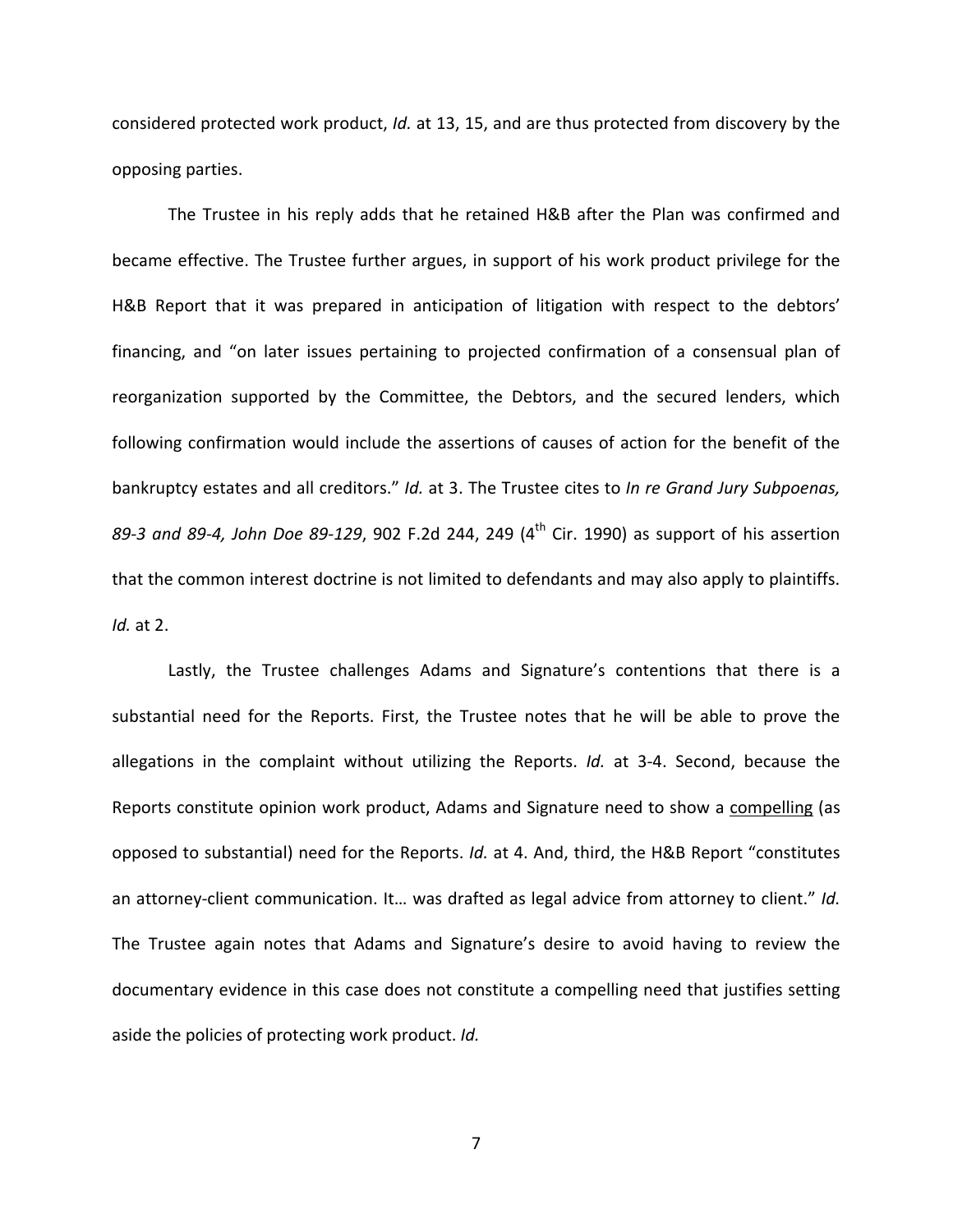considered protected work product, *Id.* at 13, 15, and are thus protected from discovery by the opposing parties.

The Trustee in his reply adds that he retained H&B after the Plan was confirmed and became effective. The Trustee further argues, in support of his work product privilege for the H&B Report that it was prepared in anticipation of litigation with respect to the debtors' financing, and "on later issues pertaining to projected confirmation of a consensual plan of reorganization supported by the Committee, the Debtors, and the secured lenders, which following confirmation would include the assertions of causes of action for the benefit of the bankruptcy estates and all creditors." *Id.* at 3. The Trustee cites to *In re Grand Jury Subpoenas, 89-3 and 89-4, John Doe 89-129*, 902 F.2d 244, 249 (4th Cir. 1990) as support of his assertion that the common interest doctrine is not limited to defendants and may also apply to plaintiffs. *Id.* at 2.

Lastly, the Trustee challenges Adams and Signature's contentions that there is a substantial need for the Reports. First, the Trustee notes that he will be able to prove the allegations in the complaint without utilizing the Reports. *Id.* at 3-4. Second, because the Reports constitute opinion work product, Adams and Signature need to show a <u>compelling</u> (as opposed to substantial) need for the Reports. *Id.* at 4. And, third, the H&B Report "constitutes an attorney-client communication. It… was drafted as legal advice from attorney to client." *Id.* The Trustee again notes that Adams and Signature's desire to avoid having to review the documentary evidence in this case does not constitute a compelling need that justifies setting aside the policies of protecting work product. *Id.*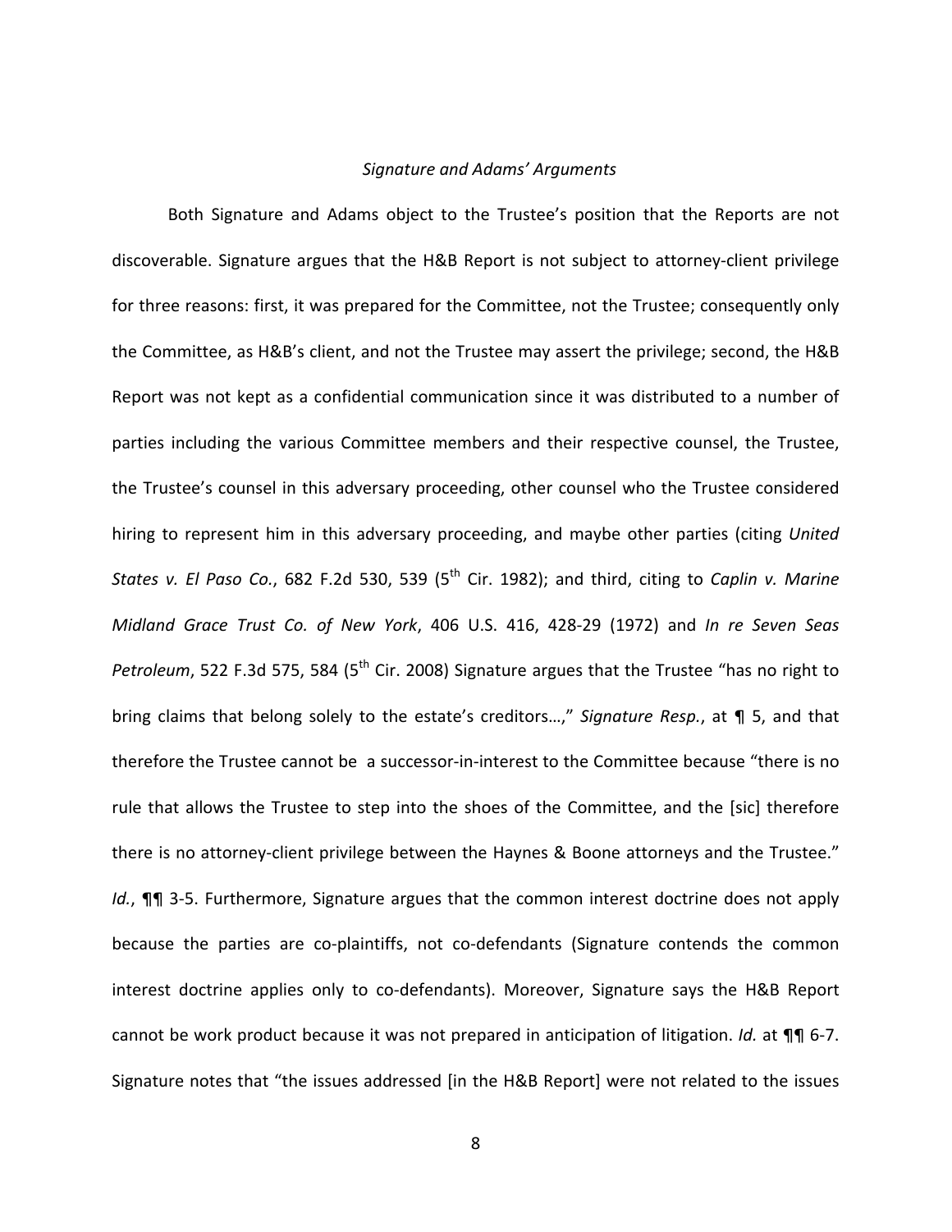*Signature and Adams' Arguments*

Both Signature and Adams object to the Trustee's position that the Reports are not discoverable. Signature argues that the H&B Report is not subject to attorney-client privilege for three reasons: first, it was prepared for the Committee, not the Trustee; consequently only the Committee, as H&B's client, and not the Trustee may assert the privilege; second, the H&B Report was not kept as a confidential communication since it was distributed to a number of parties including the various Committee members and their respective counsel, the Trustee, the Trustee's counsel in this adversary proceeding, other counsel who the Trustee considered hiring to represent him in this adversary proceeding, and maybe other parties (citing *United States v. El Paso Co.*, 682 F.2d 530, 539 (5th Cir. 1982); and third, citing to *Caplin v. Marine Midland Grace Trust Co. of New York*, 406 U.S. 416, 428-29 (1972) and *In re Seven Seas Petroleum*, 522 F.3d 575, 584 (5th Cir. 2008) Signature argues that the Trustee "has no right to bring claims that belong solely to the estate's creditors…," *Signature Resp.*, at ¶ 5, and that therefore the Trustee cannot be a successor-in-interest to the Committee because "there is no rule that allows the Trustee to step into the shoes of the Committee, and the [sic] therefore there is no attorney-client privilege between the Haynes & Boone attorneys and the Trustee." *Id.*, ¶¶ 3-5. Furthermore, Signature argues that the common interest doctrine does not apply because the parties are co-plaintiffs, not co-defendants (Signature contends the common interest doctrine applies only to co-defendants). Moreover, Signature says the H&B Report cannot be work product because it was not prepared in anticipation of litigation. *Id.* at ¶¶ 6-7. Signature notes that "the issues addressed [in the H&B Report] were not related to the issues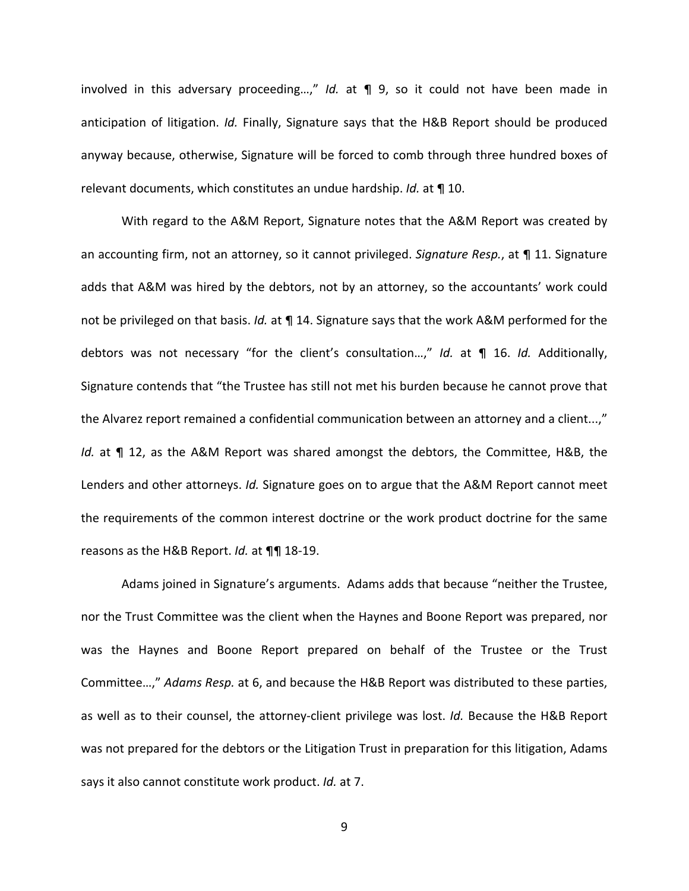involved in this adversary proceeding…," *Id.* at ¶ 9, so it could not have been made in anticipation of litigation. *Id.* Finally, Signature says that the H&B Report should be produced anyway because, otherwise, Signature will be forced to comb through three hundred boxes of relevant documents, which constitutes an undue hardship. *Id.* at ¶ 10.

With regard to the A&M Report, Signature notes that the A&M Report was created by an accounting firm, not an attorney, so it cannot privileged. *Signature Resp.*, at ¶ 11. Signature adds that A&M was hired by the debtors, not by an attorney, so the accountants' work could not be privileged on that basis. *Id.* at ¶ 14. Signature says that the work A&M performed for the debtors was not necessary "for the client's consultation…," *Id.* at ¶ 16. *Id.* Additionally, Signature contends that "the Trustee has still not met his burden because he cannot prove that the Alvarez report remained a confidential communication between an attorney and a client...," *Id.* at ¶ 12, as the A&M Report was shared amongst the debtors, the Committee, H&B, the Lenders and other attorneys. *Id.* Signature goes on to argue that the A&M Report cannot meet the requirements of the common interest doctrine or the work product doctrine for the same reasons as the H&B Report. *Id.* at ¶¶ 18-19.

Adams joined in Signature's arguments. Adams adds that because "neither the Trustee, nor the Trust Committee was the client when the Haynes and Boone Report was prepared, nor was the Haynes and Boone Report prepared on behalf of the Trustee or the Trust Committee…," *Adams Resp.* at 6, and because the H&B Report was distributed to these parties, as well as to their counsel, the attorney-client privilege was lost. *Id.* Because the H&B Report was not prepared for the debtors or the Litigation Trust in preparation for this litigation, Adams says it also cannot constitute work product. *Id.* at 7.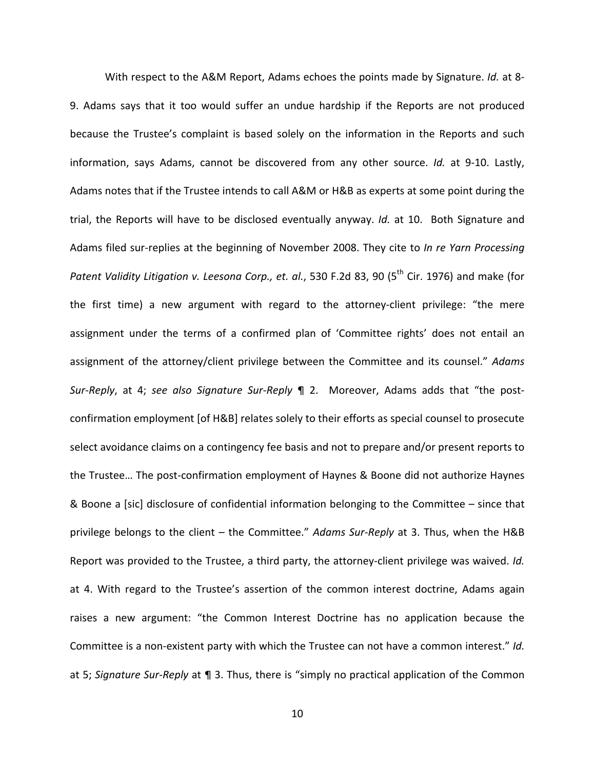With respect to the A&M Report, Adams echoes the points made by Signature. *Id.* at 8-9. Adams says that it too would suffer an undue hardship if the Reports are not produced because the Trustee's complaint is based solely on the information in the Reports and such information, says Adams, cannot be discovered from any other source. *Id.* at 9-10. Lastly, Adams notes that if the Trustee intends to call A&M or H&B as experts at some point during the trial, the Reports will have to be disclosed eventually anyway. *Id.* at 10. Both Signature and Adams filed sur-replies at the beginning of November 2008. They cite to *In re Yarn Processing Patent Validity Litigation v. Leesona Corp., et. al.*, 530 F.2d 83, 90 (5th Cir. 1976) and make (for the first time) a new argument with regard to the attorney-client privilege: "the mere assignment under the terms of a confirmed plan of 'Committee rights' does not entail an assignment of the attorney/client privilege between the Committee and its counsel." *Adams Sur-Reply*, at 4; *see also Signature Sur-Reply* ¶ 2. Moreover, Adams adds that "the post-confirmation employment [of H&B] relates solely to their efforts as special counsel to prosecute select avoidance claims on a contingency fee basis and not to prepare and/or present reports to the Trustee… The post-confirmation employment of Haynes & Boone did not authorize Haynes & Boone a [sic] disclosure of confidential information belonging to the Committee – since that privilege belongs to the client – the Committee." *Adams Sur-Reply* at 3. Thus, when the H&B Report was provided to the Trustee, a third party, the attorney-client privilege was waived. *Id.* at 4. With regard to the Trustee's assertion of the common interest doctrine, Adams again raises a new argument: "the Common Interest Doctrine has no application because the Committee is a non-existent party with which the Trustee can not have a common interest." *Id.* at 5; *Signature Sur-Reply* at ¶ 3. Thus, there is "simply no practical application of the Common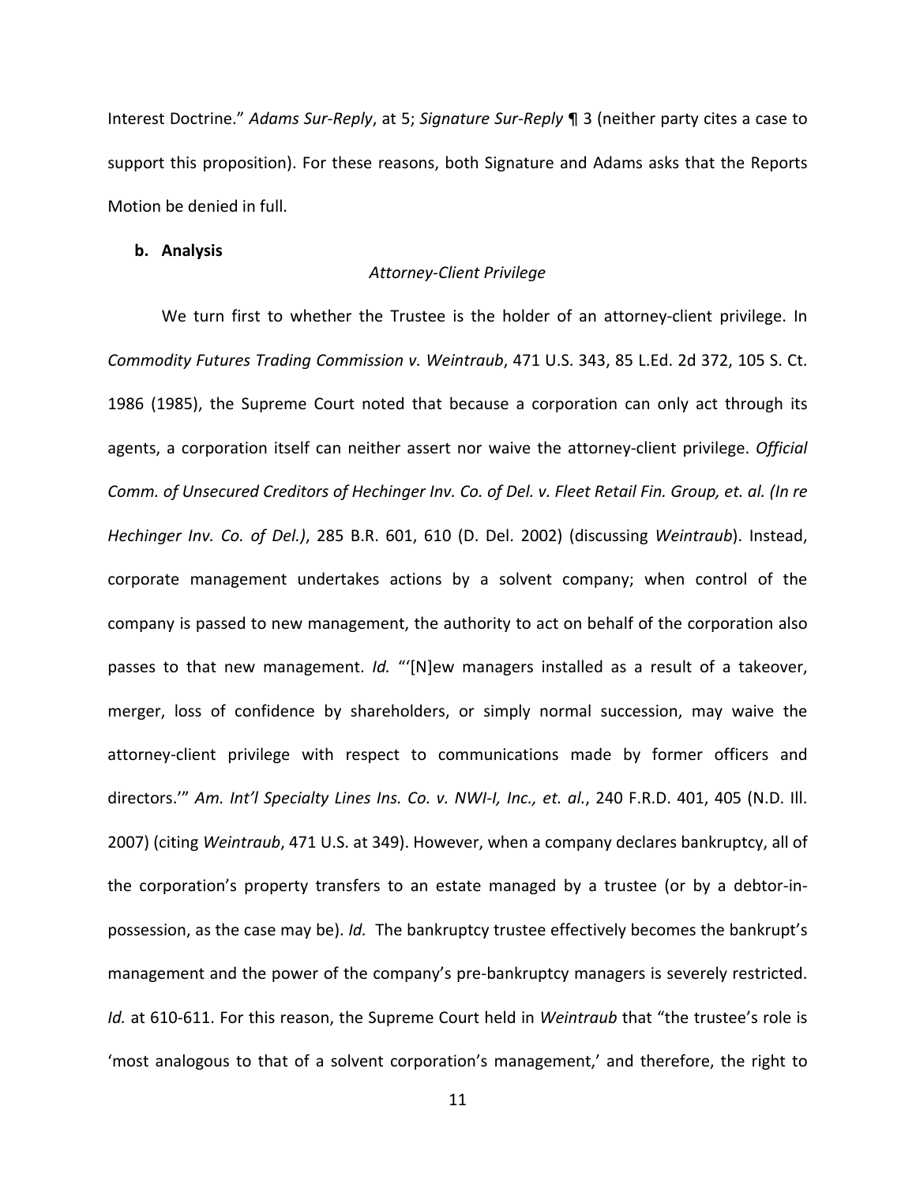Interest Doctrine." *Adams Sur-Reply*, at 5; *Signature Sur-Reply* ¶ 3 (neither party cites a case to support this proposition). For these reasons, both Signature and Adams asks that the Reports Motion be denied in full.

**b. Analysis**

*Attorney-Client Privilege*

We turn first to whether the Trustee is the holder of an attorney-client privilege. In *Commodity Futures Trading Commission v. Weintraub*, 471 U.S. 343, 85 L.Ed. 2d 372, 105 S. Ct. 1986 (1985), the Supreme Court noted that because a corporation can only act through its agents, a corporation itself can neither assert nor waive the attorney-client privilege. *Official Comm. of Unsecured Creditors of Hechinger Inv. Co. of Del. v. Fleet Retail Fin. Group, et. al. (In re Hechinger Inv. Co. of Del.)*, 285 B.R. 601, 610 (D. Del. 2002) (discussing *Weintraub*). Instead, corporate management undertakes actions by a solvent company; when control of the company is passed to new management, the authority to act on behalf of the corporation also passes to that new management. *Id.* "'[N]ew managers installed as a result of a takeover, merger, loss of confidence by shareholders, or simply normal succession, may waive the attorney-client privilege with respect to communications made by former officers and directors.'" *Am. Int'l Specialty Lines Ins. Co. v. NWI-I, Inc., et. al.*, 240 F.R.D. 401, 405 (N.D. Ill. 2007) (citing *Weintraub*, 471 U.S. at 349). However, when a company declares bankruptcy, all of the corporation's property transfers to an estate managed by a trustee (or by a debtor-in-possession, as the case may be). *Id.* The bankruptcy trustee effectively becomes the bankrupt's management and the power of the company's pre-bankruptcy managers is severely restricted. *Id.* at 610-611. For this reason, the Supreme Court held in *Weintraub* that "the trustee's role is 'most analogous to that of a solvent corporation's management,' and therefore, the right to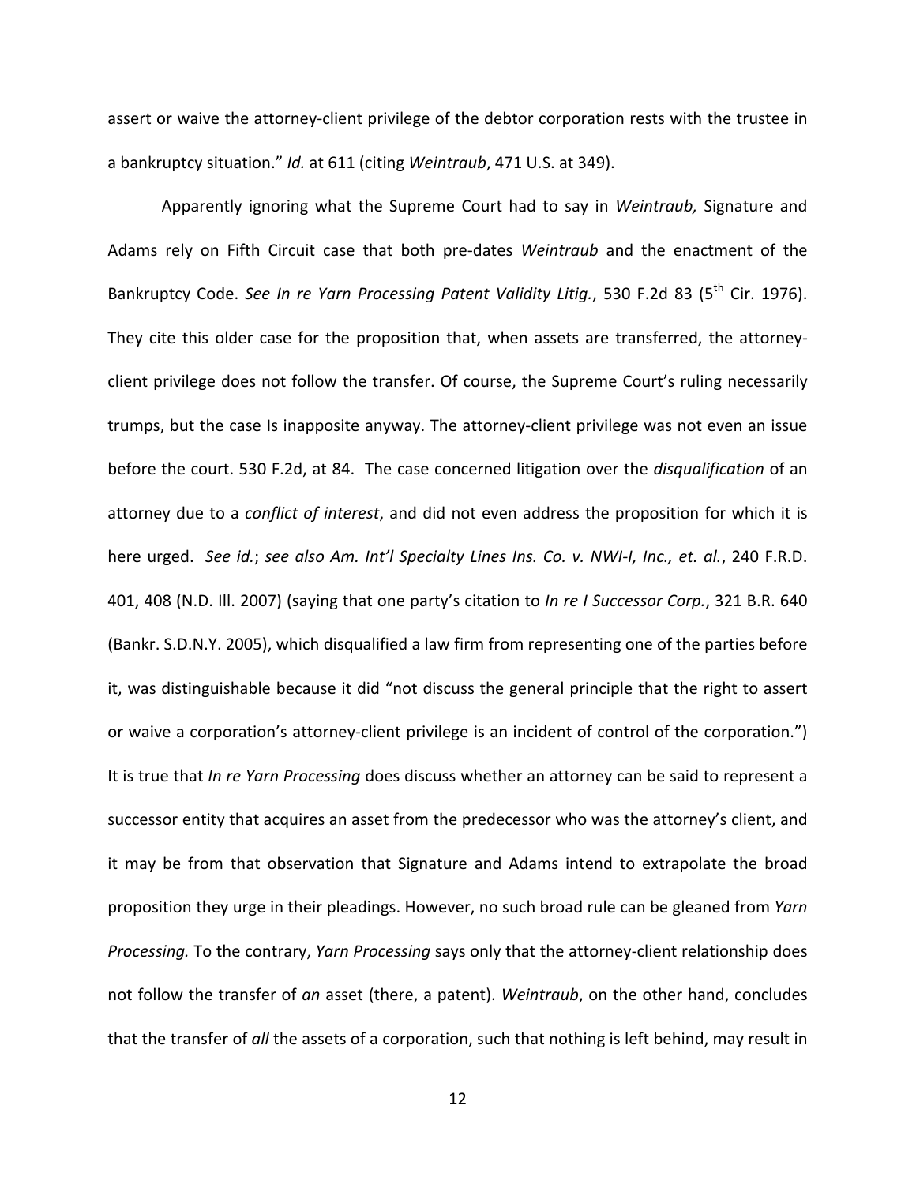assert or waive the attorney-client privilege of the debtor corporation rests with the trustee in a bankruptcy situation." *Id.* at 611 (citing *Weintraub*, 471 U.S. at 349).

Apparently ignoring what the Supreme Court had to say in *Weintraub,* Signature and Adams rely on Fifth Circuit case that both pre-dates *Weintraub* and the enactment of the Bankruptcy Code. *See In re Yarn Processing Patent Validity Litig.*, 530 F.2d 83 (5th Cir. 1976). They cite this older case for the proposition that, when assets are transferred, the attorney-client privilege does not follow the transfer. Of course, the Supreme Court's ruling necessarily trumps, but the case Is inapposite anyway. The attorney-client privilege was not even an issue before the court. 530 F.2d, at 84. The case concerned litigation over the *disqualification* of an attorney due to a *conflict of interest*, and did not even address the proposition for which it is here urged. *See id.*; *see also Am. Int'l Specialty Lines Ins. Co. v. NWI-I, Inc., et. al.*, 240 F.R.D. 401, 408 (N.D. Ill. 2007) (saying that one party's citation to *In re I Successor Corp.*, 321 B.R. 640 (Bankr. S.D.N.Y. 2005), which disqualified a law firm from representing one of the parties before it, was distinguishable because it did "not discuss the general principle that the right to assert or waive a corporation's attorney-client privilege is an incident of control of the corporation.") It is true that *In re Yarn Processing* does discuss whether an attorney can be said to represent a successor entity that acquires an asset from the predecessor who was the attorney's client, and it may be from that observation that Signature and Adams intend to extrapolate the broad proposition they urge in their pleadings. However, no such broad rule can be gleaned from *Yarn Processing.* To the contrary, *Yarn Processing* says only that the attorney-client relationship does not follow the transfer of *an* asset (there, a patent). *Weintraub*, on the other hand, concludes that the transfer of *all* the assets of a corporation, such that nothing is left behind, may result in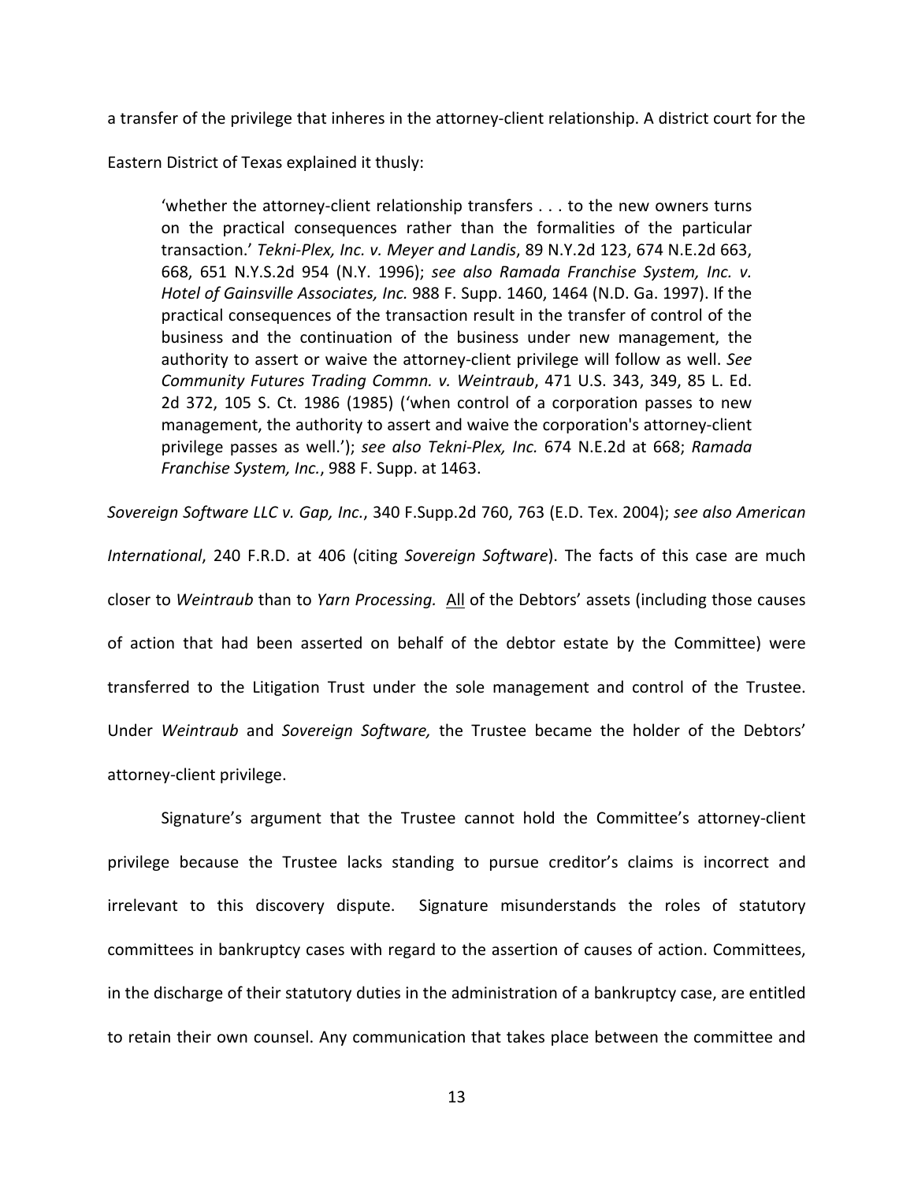a transfer of the privilege that inheres in the attorney-client relationship. A district court for the Eastern District of Texas explained it thusly:

> 'whether the attorney-client relationship transfers . . . to the new owners turns on the practical consequences rather than the formalities of the particular transaction.' *Tekni-Plex, Inc. v. Meyer and Landis*, 89 N.Y.2d 123, 674 N.E.2d 663, 668, 651 N.Y.S.2d 954 (N.Y. 1996); *see also Ramada Franchise System, Inc. v. Hotel of Gainsville Associates, Inc.* 988 F. Supp. 1460, 1464 (N.D. Ga. 1997). If the practical consequences of the transaction result in the transfer of control of the business and the continuation of the business under new management, the authority to assert or waive the attorney-client privilege will follow as well. *See Community Futures Trading Commn. v. Weintraub*, 471 U.S. 343, 349, 85 L. Ed. 2d 372, 105 S. Ct. 1986 (1985) ('when control of a corporation passes to new management, the authority to assert and waive the corporation's attorney-client privilege passes as well.'); *see also Tekni-Plex, Inc.* 674 N.E.2d at 668; *Ramada Franchise System, Inc.*, 988 F. Supp. at 1463.

*Sovereign Software LLC v. Gap, Inc.*, 340 F.Supp.2d 760, 763 (E.D. Tex. 2004); *see also American International*, 240 F.R.D. at 406 (citing *Sovereign Software*). The facts of this case are much closer to *Weintraub* than to *Yarn Processing.* All of the Debtors' assets (including those causes of action that had been asserted on behalf of the debtor estate by the Committee) were transferred to the Litigation Trust under the sole management and control of the Trustee. Under *Weintraub* and *Sovereign Software,* the Trustee became the holder of the Debtors' attorney-client privilege.

Signature's argument that the Trustee cannot hold the Committee's attorney-client privilege because the Trustee lacks standing to pursue creditor's claims is incorrect and irrelevant to this discovery dispute. Signature misunderstands the roles of statutory committees in bankruptcy cases with regard to the assertion of causes of action. Committees, in the discharge of their statutory duties in the administration of a bankruptcy case, are entitled to retain their own counsel. Any communication that takes place between the committee and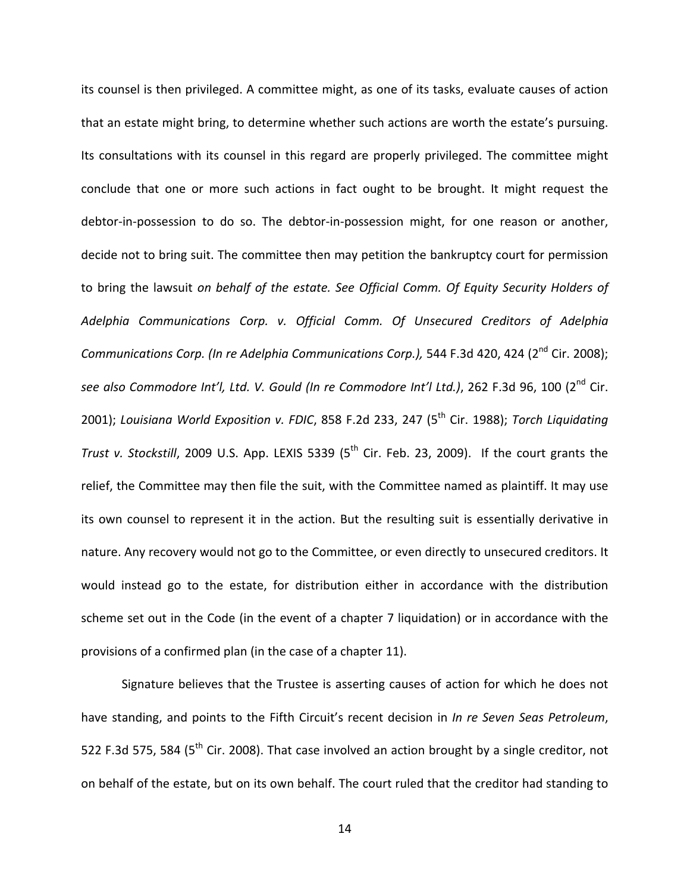its counsel is then privileged. A committee might, as one of its tasks, evaluate causes of action that an estate might bring, to determine whether such actions are worth the estate's pursuing. Its consultations with its counsel in this regard are properly privileged. The committee might conclude that one or more such actions in fact ought to be brought. It might request the debtor-in-possession to do so. The debtor-in-possession might, for one reason or another, decide not to bring suit. The committee then may petition the bankruptcy court for permission to bring the lawsuit *on behalf of the estate. See Official Comm. Of Equity Security Holders of Adelphia Communications Corp. v. Official Comm. Of Unsecured Creditors of Adelphia Communications Corp. (In re Adelphia Communications Corp.),* 544 F.3d 420, 424 (2nd Cir. 2008); *see also Commodore Int'l, Ltd. V. Gould (In re Commodore Int'l Ltd.)*, 262 F.3d 96, 100 (2nd Cir. 2001); *Louisiana World Exposition v. FDIC*, 858 F.2d 233, 247 (5th Cir. 1988); *Torch Liquidating Trust v. Stockstill*, 2009 U.S. App. LEXIS 5339 (5th Cir. Feb. 23, 2009). If the court grants the relief, the Committee may then file the suit, with the Committee named as plaintiff. It may use its own counsel to represent it in the action. But the resulting suit is essentially derivative in nature. Any recovery would not go to the Committee, or even directly to unsecured creditors. It would instead go to the estate, for distribution either in accordance with the distribution scheme set out in the Code (in the event of a chapter 7 liquidation) or in accordance with the provisions of a confirmed plan (in the case of a chapter 11).

Signature believes that the Trustee is asserting causes of action for which he does not have standing, and points to the Fifth Circuit's recent decision in *In re Seven Seas Petroleum*, 522 F.3d 575, 584 (5th Cir. 2008). That case involved an action brought by a single creditor, not on behalf of the estate, but on its own behalf. The court ruled that the creditor had standing to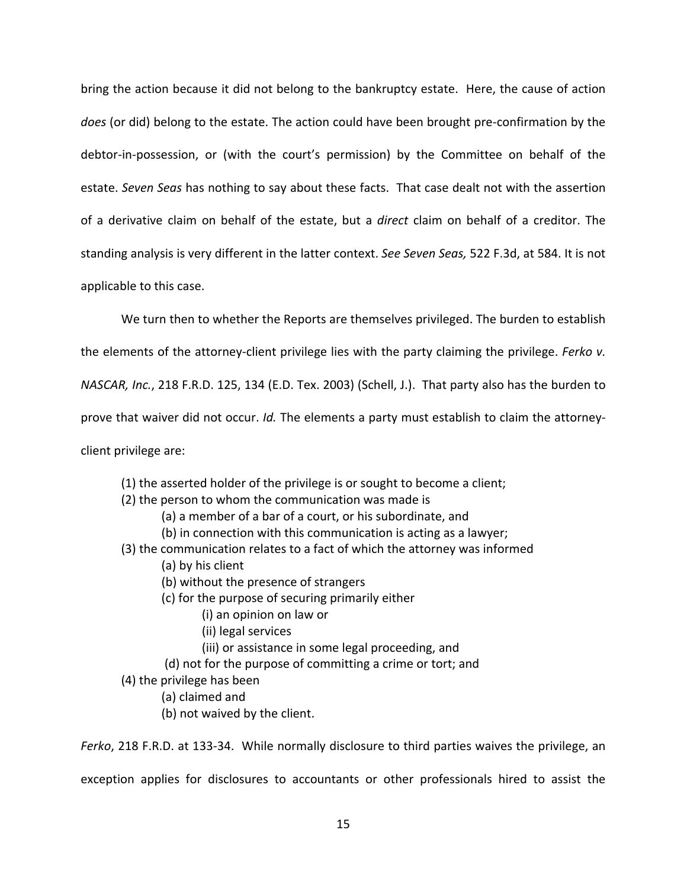bring the action because it did not belong to the bankruptcy estate. Here, the cause of action *does* (or did) belong to the estate. The action could have been brought pre-confirmation by the debtor-in-possession, or (with the court's permission) by the Committee on behalf of the estate. *Seven Seas* has nothing to say about these facts. That case dealt not with the assertion of a derivative claim on behalf of the estate, but a *direct* claim on behalf of a creditor. The standing analysis is very different in the latter context. *See Seven Seas,* 522 F.3d, at 584. It is not applicable to this case.

We turn then to whether the Reports are themselves privileged. The burden to establish the elements of the attorney-client privilege lies with the party claiming the privilege. *Ferko v. NASCAR, Inc.*, 218 F.R.D. 125, 134 (E.D. Tex. 2003) (Schell, J.). That party also has the burden to prove that waiver did not occur. *Id.* The elements a party must establish to claim the attorney-client privilege are:

> (1) the asserted holder of the privilege is or sought to become a client;
> (2) the person to whom the communication was made is
>   (a) a member of a bar of a court, or his subordinate, and
>   (b) in connection with this communication is acting as a lawyer;
> (3) the communication relates to a fact of which the attorney was informed
>   (a) by his client
>   (b) without the presence of strangers
>   (c) for the purpose of securing primarily either
>     (i) an opinion on law or
>     (ii) legal services
>     (iii) or assistance in some legal proceeding, and
>   (d) not for the purpose of committing a crime or tort; and
> (4) the privilege has been
>   (a) claimed and
>   (b) not waived by the client.

*Ferko*, 218 F.R.D. at 133-34. While normally disclosure to third parties waives the privilege, an exception applies for disclosures to accountants or other professionals hired to assist the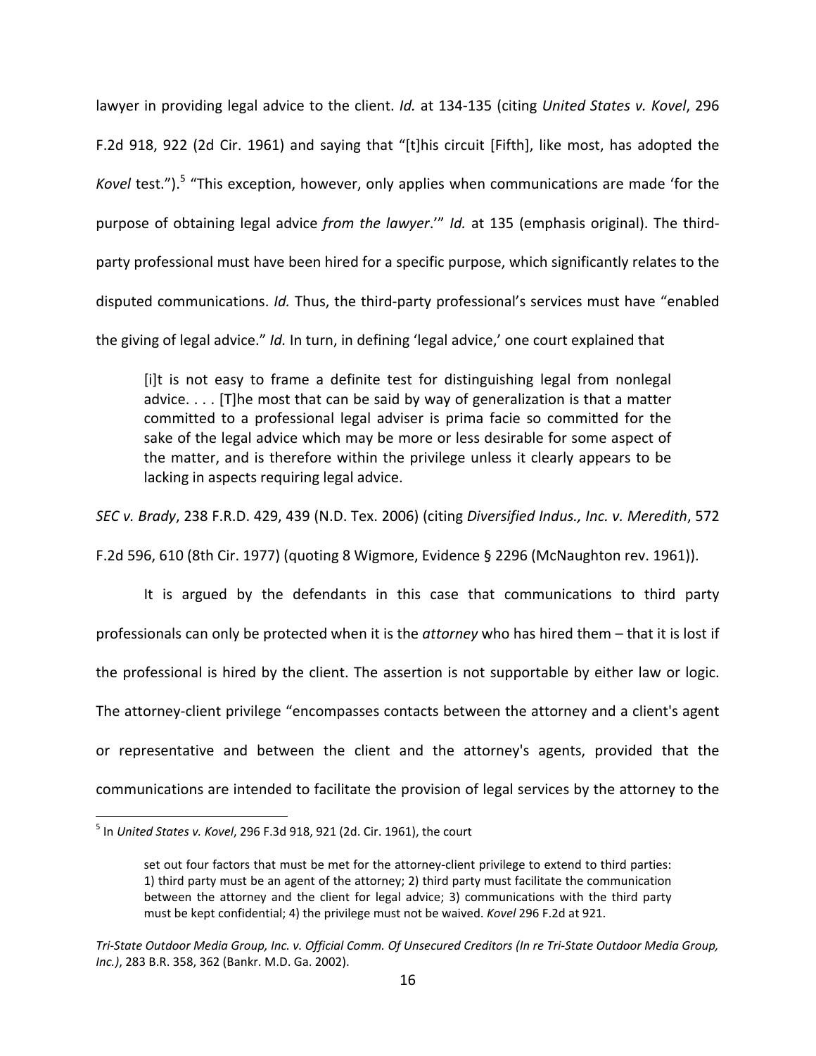lawyer in providing legal advice to the client. *Id.* at 134-135 (citing *United States v. Kovel*, 296 F.2d 918, 922 (2d Cir. 1961) and saying that "[t]his circuit [Fifth], like most, has adopted the *Kovel* test.").[5] "This exception, however, only applies when communications are made 'for the purpose of obtaining legal advice *from the lawyer*.'" *Id.* at 135 (emphasis original). The third-party professional must have been hired for a specific purpose, which significantly relates to the disputed communications. *Id.* Thus, the third-party professional's services must have "enabled the giving of legal advice." *Id.* In turn, in defining 'legal advice,' one court explained that

> [i]t is not easy to frame a definite test for distinguishing legal from nonlegal advice. . . . [T]he most that can be said by way of generalization is that a matter committed to a professional legal adviser is prima facie so committed for the sake of the legal advice which may be more or less desirable for some aspect of the matter, and is therefore within the privilege unless it clearly appears to be lacking in aspects requiring legal advice.

*SEC v. Brady*, 238 F.R.D. 429, 439 (N.D. Tex. 2006) (citing *Diversified Indus., Inc. v. Meredith*, 572 F.2d 596, 610 (8th Cir. 1977) (quoting 8 Wigmore, Evidence § 2296 (McNaughton rev. 1961)).

It is argued by the defendants in this case that communications to third party professionals can only be protected when it is the *attorney* who has hired them – that it is lost if the professional is hired by the client. The assertion is not supportable by either law or logic. The attorney-client privilege "encompasses contacts between the attorney and a client's agent or representative and between the client and the attorney's agents, provided that the communications are intended to facilitate the provision of legal services by the attorney to the

---

[5] In *United States v. Kovel*, 296 F.3d 918, 921 (2d. Cir. 1961), the court

> set out four factors that must be met for the attorney-client privilege to extend to third parties: 1) third party must be an agent of the attorney; 2) third party must facilitate the communication between the attorney and the client for legal advice; 3) communications with the third party must be kept confidential; 4) the privilege must not be waived. *Kovel* 296 F.2d at 921.

*Tri-State Outdoor Media Group, Inc. v. Official Comm. Of Unsecured Creditors (In re Tri-State Outdoor Media Group, Inc.)*, 283 B.R. 358, 362 (Bankr. M.D. Ga. 2002).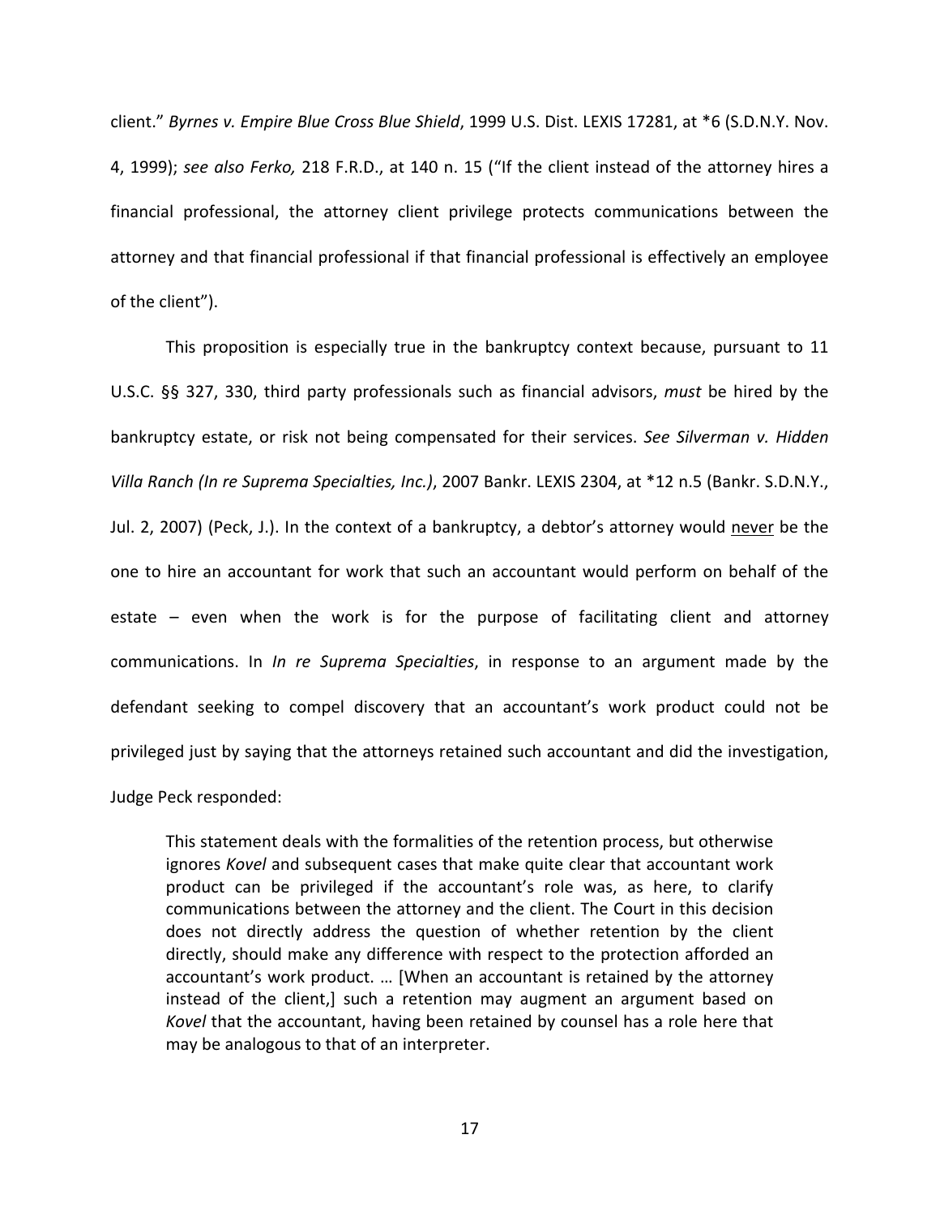client." *Byrnes v. Empire Blue Cross Blue Shield*, 1999 U.S. Dist. LEXIS 17281, at *6 (S.D.N.Y. Nov. 4, 1999); *see also Ferko,* 218 F.R.D., at 140 n. 15 ("If the client instead of the attorney hires a financial professional, the attorney client privilege protects communications between the attorney and that financial professional if that financial professional is effectively an employee of the client").

This proposition is especially true in the bankruptcy context because, pursuant to 11 U.S.C. §§ 327, 330, third party professionals such as financial advisors, *must* be hired by the bankruptcy estate, or risk not being compensated for their services. *See Silverman v. Hidden Villa Ranch (In re Suprema Specialties, Inc.)*, 2007 Bankr. LEXIS 2304, at *12 n.5 (Bankr. S.D.N.Y., Jul. 2, 2007) (Peck, J.). In the context of a bankruptcy, a debtor's attorney would <u>never</u> be the one to hire an accountant for work that such an accountant would perform on behalf of the estate – even when the work is for the purpose of facilitating client and attorney communications. In *In re Suprema Specialties*, in response to an argument made by the defendant seeking to compel discovery that an accountant's work product could not be privileged just by saying that the attorneys retained such accountant and did the investigation, Judge Peck responded:

> This statement deals with the formalities of the retention process, but otherwise ignores *Kovel* and subsequent cases that make quite clear that accountant work product can be privileged if the accountant's role was, as here, to clarify communications between the attorney and the client. The Court in this decision does not directly address the question of whether retention by the client directly, should make any difference with respect to the protection afforded an accountant's work product. … [When an accountant is retained by the attorney instead of the client,] such a retention may augment an argument based on *Kovel* that the accountant, having been retained by counsel has a role here that may be analogous to that of an interpreter.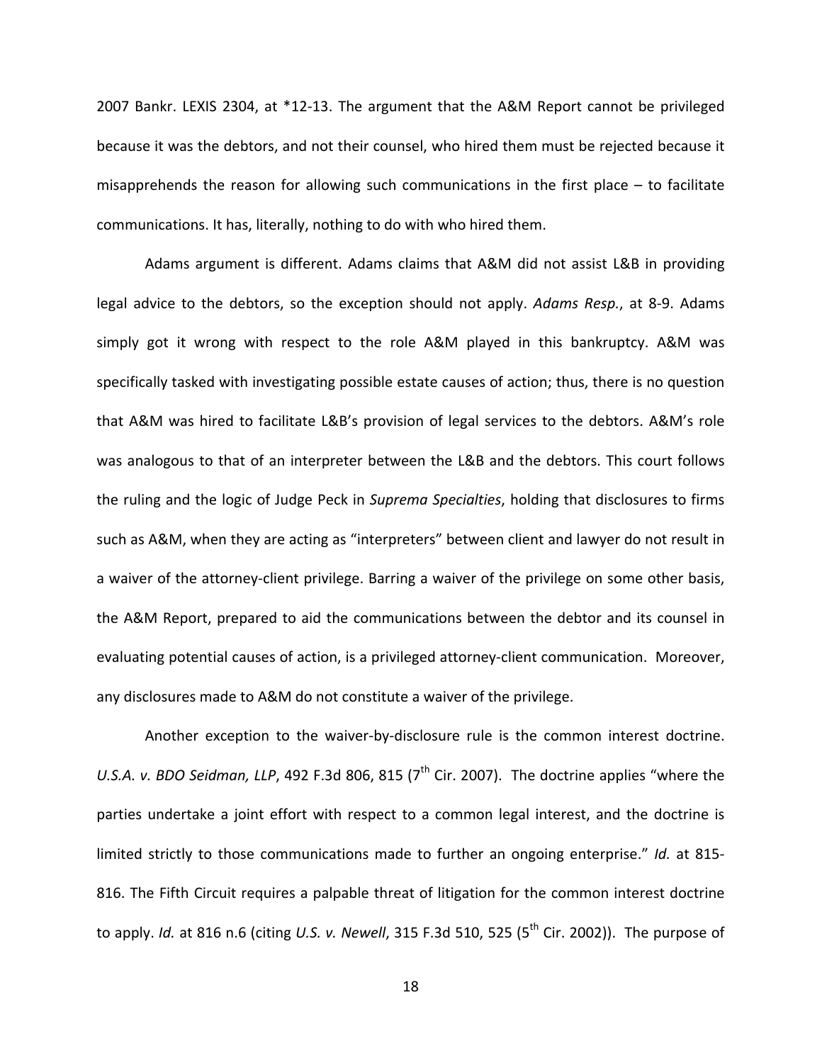2007 Bankr. LEXIS 2304, at *12-13. The argument that the A&M Report cannot be privileged because it was the debtors, and not their counsel, who hired them must be rejected because it misapprehends the reason for allowing such communications in the first place – to facilitate communications. It has, literally, nothing to do with who hired them.

Adams argument is different. Adams claims that A&M did not assist L&B in providing legal advice to the debtors, so the exception should not apply. *Adams Resp.*, at 8-9. Adams simply got it wrong with respect to the role A&M played in this bankruptcy. A&M was specifically tasked with investigating possible estate causes of action; thus, there is no question that A&M was hired to facilitate L&B's provision of legal services to the debtors. A&M's role was analogous to that of an interpreter between the L&B and the debtors. This court follows the ruling and the logic of Judge Peck in *Suprema Specialties*, holding that disclosures to firms such as A&M, when they are acting as "interpreters" between client and lawyer do not result in a waiver of the attorney-client privilege. Barring a waiver of the privilege on some other basis, the A&M Report, prepared to aid the communications between the debtor and its counsel in evaluating potential causes of action, is a privileged attorney-client communication. Moreover, any disclosures made to A&M do not constitute a waiver of the privilege.

Another exception to the waiver-by-disclosure rule is the common interest doctrine. *U.S.A. v. BDO Seidman, LLP*, 492 F.3d 806, 815 (7th Cir. 2007). The doctrine applies "where the parties undertake a joint effort with respect to a common legal interest, and the doctrine is limited strictly to those communications made to further an ongoing enterprise." *Id.* at 815-816. The Fifth Circuit requires a palpable threat of litigation for the common interest doctrine to apply. *Id.* at 816 n.6 (citing *U.S. v. Newell*, 315 F.3d 510, 525 (5th Cir. 2002)). The purpose of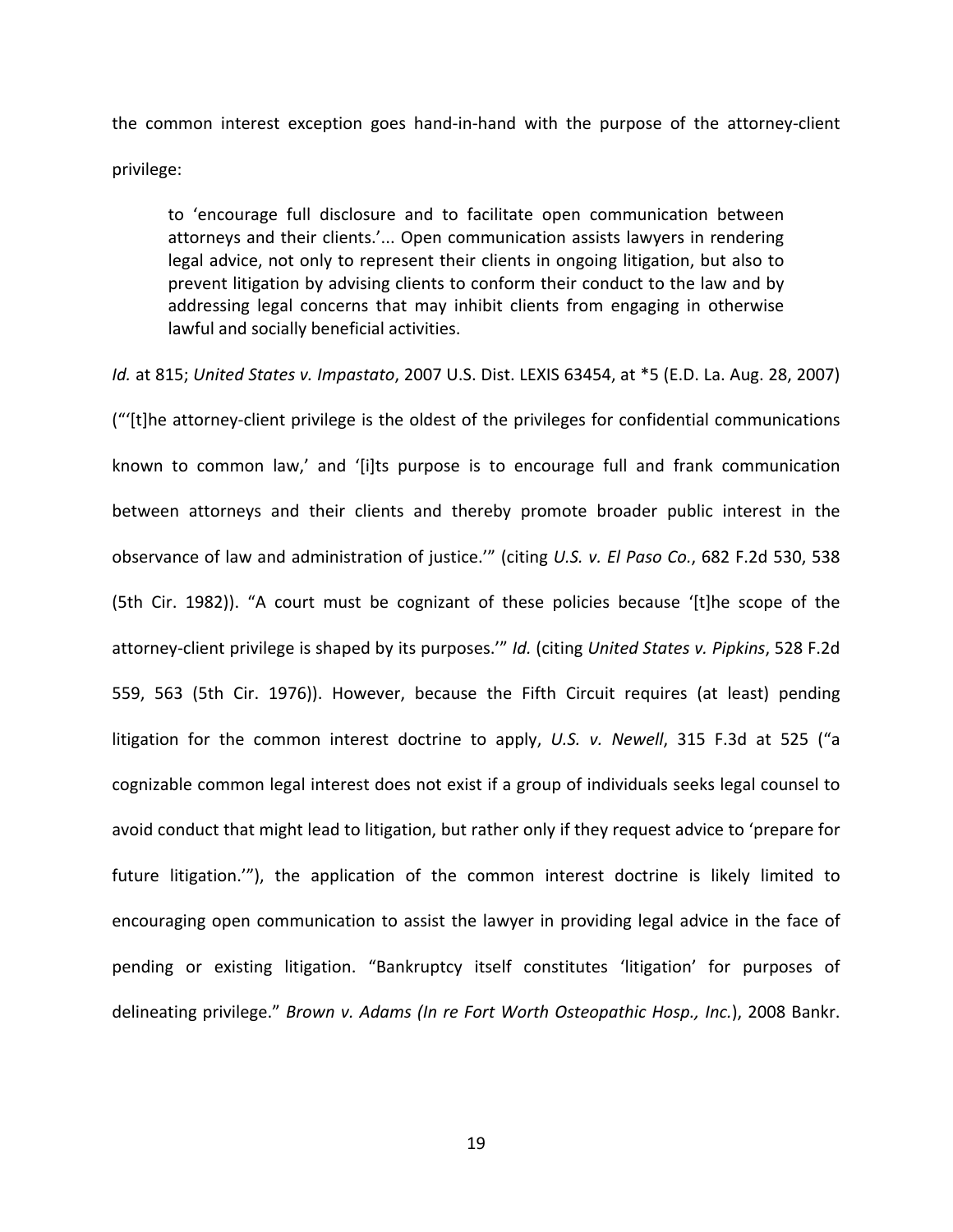the common interest exception goes hand-in-hand with the purpose of the attorney-client privilege:

> to 'encourage full disclosure and to facilitate open communication between attorneys and their clients.'... Open communication assists lawyers in rendering legal advice, not only to represent their clients in ongoing litigation, but also to prevent litigation by advising clients to conform their conduct to the law and by addressing legal concerns that may inhibit clients from engaging in otherwise lawful and socially beneficial activities.

*Id.* at 815; *United States v. Impastato*, 2007 U.S. Dist. LEXIS 63454, at *5 (E.D. La. Aug. 28, 2007) ("'[t]he attorney-client privilege is the oldest of the privileges for confidential communications known to common law,' and '[i]ts purpose is to encourage full and frank communication between attorneys and their clients and thereby promote broader public interest in the observance of law and administration of justice.'" (citing *U.S. v. El Paso Co.*, 682 F.2d 530, 538 (5th Cir. 1982)). "A court must be cognizant of these policies because '[t]he scope of the attorney-client privilege is shaped by its purposes.'" *Id.* (citing *United States v. Pipkins*, 528 F.2d 559, 563 (5th Cir. 1976)). However, because the Fifth Circuit requires (at least) pending litigation for the common interest doctrine to apply, *U.S. v. Newell*, 315 F.3d at 525 ("a cognizable common legal interest does not exist if a group of individuals seeks legal counsel to avoid conduct that might lead to litigation, but rather only if they request advice to 'prepare for future litigation.'"), the application of the common interest doctrine is likely limited to encouraging open communication to assist the lawyer in providing legal advice in the face of pending or existing litigation. "Bankruptcy itself constitutes 'litigation' for purposes of delineating privilege." *Brown v. Adams (In re Fort Worth Osteopathic Hosp., Inc.*), 2008 Bankr.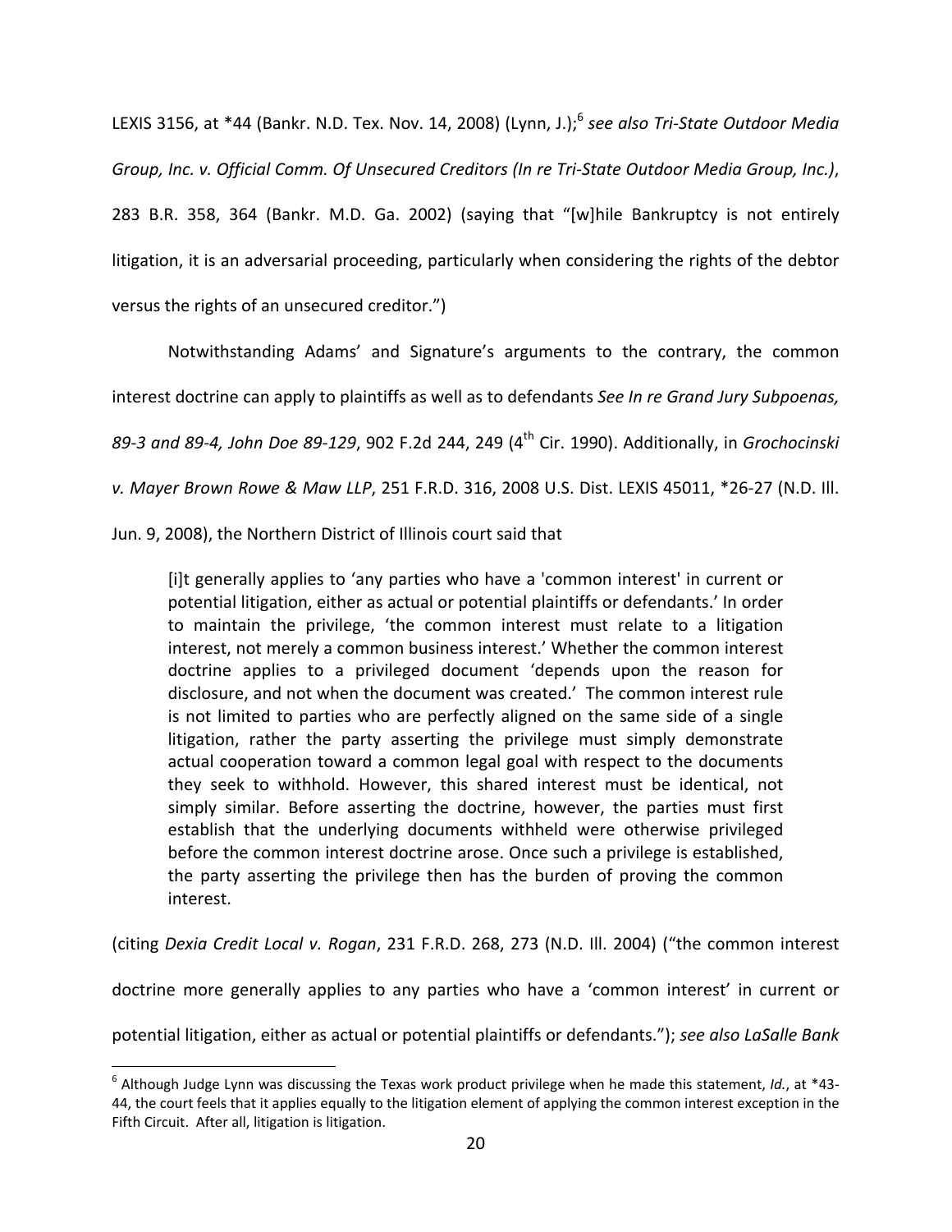LEXIS 3156, at *44 (Bankr. N.D. Tex. Nov. 14, 2008) (Lynn, J.);[6] *see also Tri-State Outdoor Media Group, Inc. v. Official Comm. Of Unsecured Creditors (In re Tri-State Outdoor Media Group, Inc.)*, 283 B.R. 358, 364 (Bankr. M.D. Ga. 2002) (saying that "[w]hile Bankruptcy is not entirely litigation, it is an adversarial proceeding, particularly when considering the rights of the debtor versus the rights of an unsecured creditor.")

Notwithstanding Adams' and Signature's arguments to the contrary, the common interest doctrine can apply to plaintiffs as well as to defendants *See In re Grand Jury Subpoenas, 89-3 and 89-4, John Doe 89-129*, 902 F.2d 244, 249 (4th Cir. 1990). Additionally, in *Grochocinski v. Mayer Brown Rowe & Maw LLP*, 251 F.R.D. 316, 2008 U.S. Dist. LEXIS 45011, *26-27 (N.D. Ill. Jun. 9, 2008), the Northern District of Illinois court said that

> [i]t generally applies to 'any parties who have a 'common interest' in current or potential litigation, either as actual or potential plaintiffs or defendants.' In order to maintain the privilege, 'the common interest must relate to a litigation interest, not merely a common business interest.' Whether the common interest doctrine applies to a privileged document 'depends upon the reason for disclosure, and not when the document was created.' The common interest rule is not limited to parties who are perfectly aligned on the same side of a single litigation, rather the party asserting the privilege must simply demonstrate actual cooperation toward a common legal goal with respect to the documents they seek to withhold. However, this shared interest must be identical, not simply similar. Before asserting the doctrine, however, the parties must first establish that the underlying documents withheld were otherwise privileged before the common interest doctrine arose. Once such a privilege is established, the party asserting the privilege then has the burden of proving the common interest.

(citing *Dexia Credit Local v. Rogan*, 231 F.R.D. 268, 273 (N.D. Ill. 2004) ("the common interest doctrine more generally applies to any parties who have a 'common interest' in current or potential litigation, either as actual or potential plaintiffs or defendants."); *see also LaSalle Bank*

---

[6] Although Judge Lynn was discussing the Texas work product privilege when he made this statement, *Id.*, at *43-44, the court feels that it applies equally to the litigation element of applying the common interest exception in the Fifth Circuit. After all, litigation is litigation.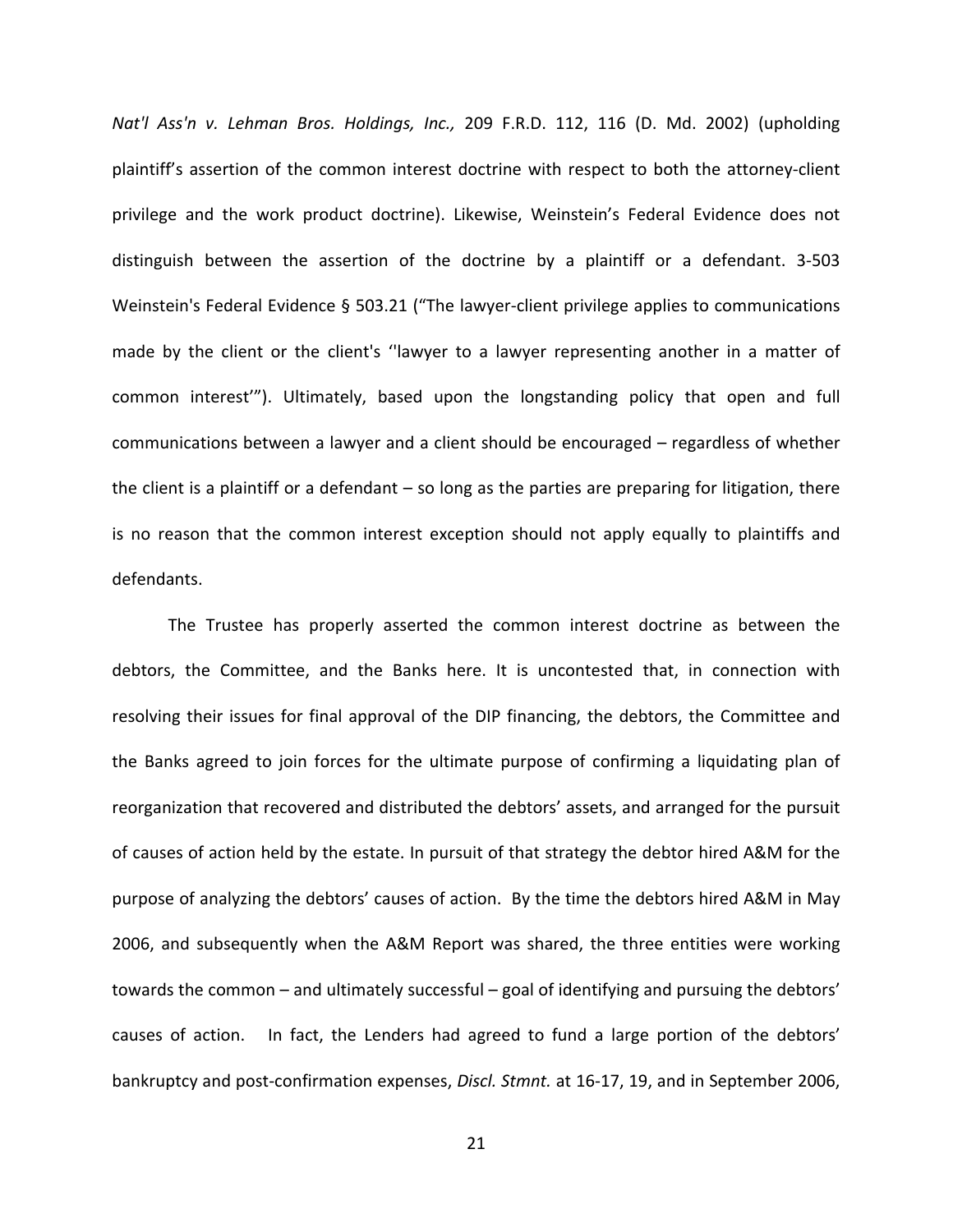*Nat'l Ass'n v. Lehman Bros. Holdings, Inc.,* 209 F.R.D. 112, 116 (D. Md. 2002) (upholding plaintiff's assertion of the common interest doctrine with respect to both the attorney-client privilege and the work product doctrine). Likewise, Weinstein's Federal Evidence does not distinguish between the assertion of the doctrine by a plaintiff or a defendant. 3-503 Weinstein's Federal Evidence § 503.21 ("The lawyer-client privilege applies to communications made by the client or the client's ''lawyer to a lawyer representing another in a matter of common interest'"). Ultimately, based upon the longstanding policy that open and full communications between a lawyer and a client should be encouraged – regardless of whether the client is a plaintiff or a defendant – so long as the parties are preparing for litigation, there is no reason that the common interest exception should not apply equally to plaintiffs and defendants.

The Trustee has properly asserted the common interest doctrine as between the debtors, the Committee, and the Banks here. It is uncontested that, in connection with resolving their issues for final approval of the DIP financing, the debtors, the Committee and the Banks agreed to join forces for the ultimate purpose of confirming a liquidating plan of reorganization that recovered and distributed the debtors' assets, and arranged for the pursuit of causes of action held by the estate. In pursuit of that strategy the debtor hired A&M for the purpose of analyzing the debtors' causes of action. By the time the debtors hired A&M in May 2006, and subsequently when the A&M Report was shared, the three entities were working towards the common – and ultimately successful – goal of identifying and pursuing the debtors' causes of action. In fact, the Lenders had agreed to fund a large portion of the debtors' bankruptcy and post-confirmation expenses, *Discl. Stmnt.* at 16-17, 19, and in September 2006,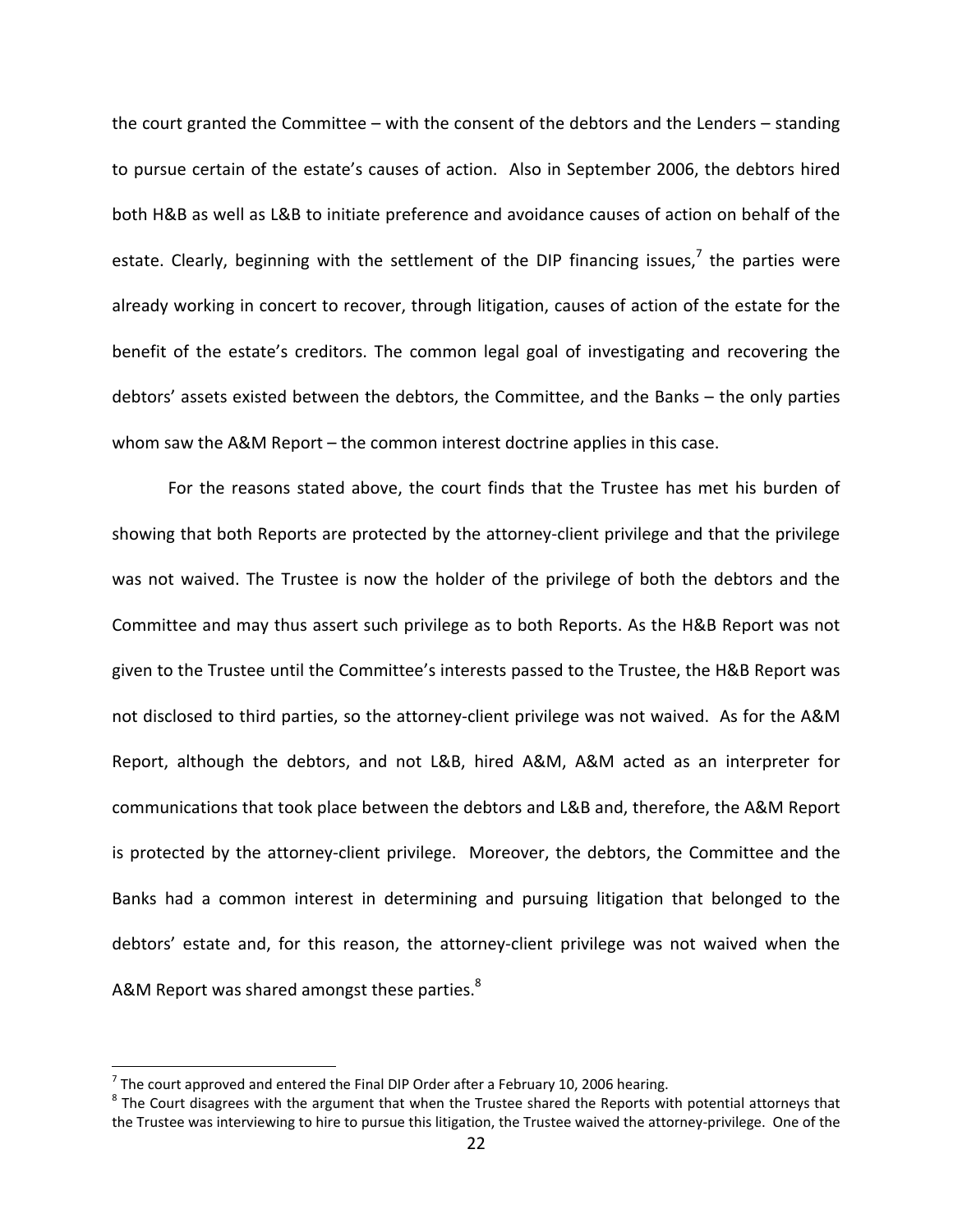the court granted the Committee – with the consent of the debtors and the Lenders – standing to pursue certain of the estate's causes of action. Also in September 2006, the debtors hired both H&B as well as L&B to initiate preference and avoidance causes of action on behalf of the estate. Clearly, beginning with the settlement of the DIP financing issues,[7] the parties were already working in concert to recover, through litigation, causes of action of the estate for the benefit of the estate's creditors. The common legal goal of investigating and recovering the debtors' assets existed between the debtors, the Committee, and the Banks – the only parties whom saw the A&M Report – the common interest doctrine applies in this case.

For the reasons stated above, the court finds that the Trustee has met his burden of showing that both Reports are protected by the attorney-client privilege and that the privilege was not waived. The Trustee is now the holder of the privilege of both the debtors and the Committee and may thus assert such privilege as to both Reports. As the H&B Report was not given to the Trustee until the Committee's interests passed to the Trustee, the H&B Report was not disclosed to third parties, so the attorney-client privilege was not waived. As for the A&M Report, although the debtors, and not L&B, hired A&M, A&M acted as an interpreter for communications that took place between the debtors and L&B and, therefore, the A&M Report is protected by the attorney-client privilege. Moreover, the debtors, the Committee and the Banks had a common interest in determining and pursuing litigation that belonged to the debtors' estate and, for this reason, the attorney-client privilege was not waived when the A&M Report was shared amongst these parties.[8]

---

[7] The court approved and entered the Final DIP Order after a February 10, 2006 hearing.

[8] The Court disagrees with the argument that when the Trustee shared the Reports with potential attorneys that the Trustee was interviewing to hire to pursue this litigation, the Trustee waived the attorney-privilege. One of the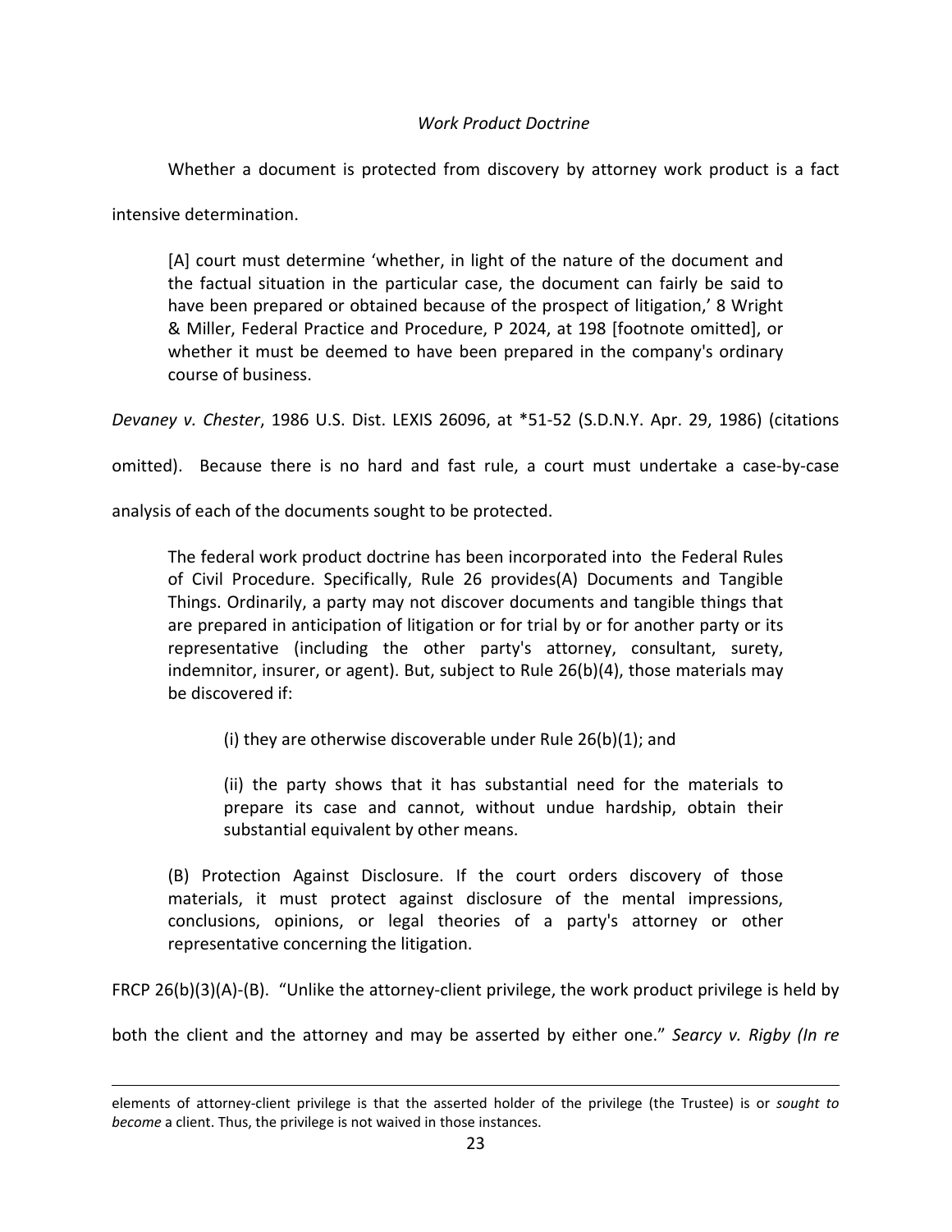*Work Product Doctrine*

Whether a document is protected from discovery by attorney work product is a fact intensive determination.

> [A] court must determine 'whether, in light of the nature of the document and the factual situation in the particular case, the document can fairly be said to have been prepared or obtained because of the prospect of litigation,' 8 Wright & Miller, Federal Practice and Procedure, P 2024, at 198 [footnote omitted], or whether it must be deemed to have been prepared in the company's ordinary course of business.

*Devaney v. Chester*, 1986 U.S. Dist. LEXIS 26096, at *51-52 (S.D.N.Y. Apr. 29, 1986) (citations omitted). Because there is no hard and fast rule, a court must undertake a case-by-case analysis of each of the documents sought to be protected.

> The federal work product doctrine has been incorporated into the Federal Rules of Civil Procedure. Specifically, Rule 26 provides(A) Documents and Tangible Things. Ordinarily, a party may not discover documents and tangible things that are prepared in anticipation of litigation or for trial by or for another party or its representative (including the other party's attorney, consultant, surety, indemnitor, insurer, or agent). But, subject to Rule 26(b)(4), those materials may be discovered if:
>
> > (i) they are otherwise discoverable under Rule 26(b)(1); and
> >
> > (ii) the party shows that it has substantial need for the materials to prepare its case and cannot, without undue hardship, obtain their substantial equivalent by other means.
>
> (B) Protection Against Disclosure. If the court orders discovery of those materials, it must protect against disclosure of the mental impressions, conclusions, opinions, or legal theories of a party's attorney or other representative concerning the litigation.

FRCP 26(b)(3)(A)-(B). "Unlike the attorney-client privilege, the work product privilege is held by both the client and the attorney and may be asserted by either one." *Searcy v. Rigby (In re*

---

elements of attorney-client privilege is that the asserted holder of the privilege (the Trustee) is or *sought to become* a client. Thus, the privilege is not waived in those instances.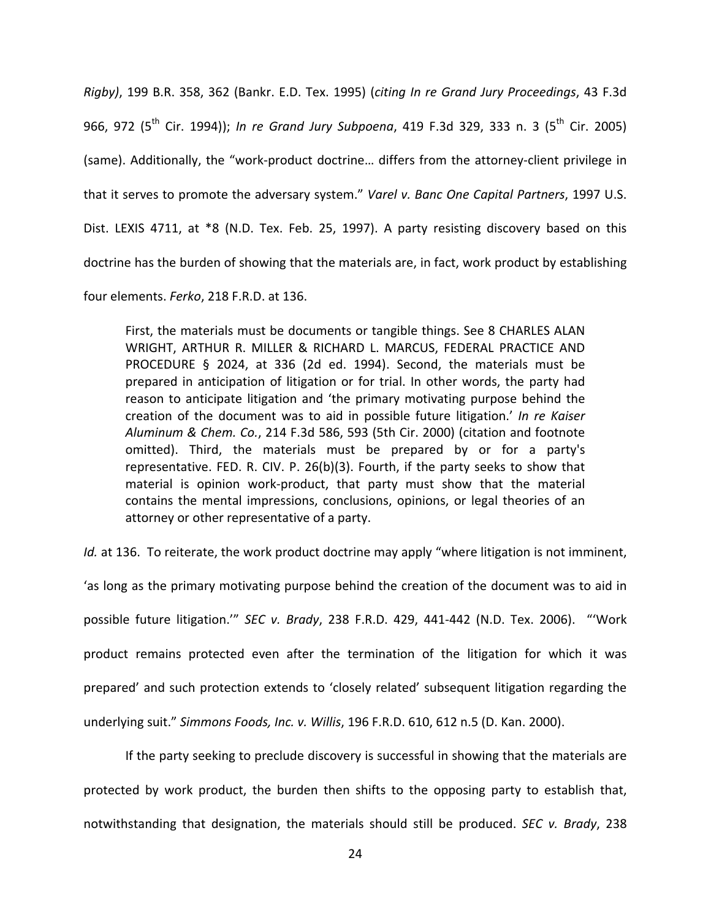*Rigby)*, 199 B.R. 358, 362 (Bankr. E.D. Tex. 1995) (*citing In re Grand Jury Proceedings*, 43 F.3d 966, 972 (5th Cir. 1994)); *In re Grand Jury Subpoena*, 419 F.3d 329, 333 n. 3 (5th Cir. 2005) (same). Additionally, the "work-product doctrine… differs from the attorney-client privilege in that it serves to promote the adversary system." *Varel v. Banc One Capital Partners*, 1997 U.S. Dist. LEXIS 4711, at *8 (N.D. Tex. Feb. 25, 1997). A party resisting discovery based on this doctrine has the burden of showing that the materials are, in fact, work product by establishing four elements. *Ferko*, 218 F.R.D. at 136.

> First, the materials must be documents or tangible things. See 8 CHARLES ALAN WRIGHT, ARTHUR R. MILLER & RICHARD L. MARCUS, FEDERAL PRACTICE AND PROCEDURE § 2024, at 336 (2d ed. 1994). Second, the materials must be prepared in anticipation of litigation or for trial. In other words, the party had reason to anticipate litigation and 'the primary motivating purpose behind the creation of the document was to aid in possible future litigation.' *In re Kaiser Aluminum & Chem. Co.*, 214 F.3d 586, 593 (5th Cir. 2000) (citation and footnote omitted). Third, the materials must be prepared by or for a party's representative. FED. R. CIV. P. 26(b)(3). Fourth, if the party seeks to show that material is opinion work-product, that party must show that the material contains the mental impressions, conclusions, opinions, or legal theories of an attorney or other representative of a party.

*Id.* at 136. To reiterate, the work product doctrine may apply "where litigation is not imminent, 'as long as the primary motivating purpose behind the creation of the document was to aid in possible future litigation.'" *SEC v. Brady*, 238 F.R.D. 429, 441-442 (N.D. Tex. 2006). "'Work product remains protected even after the termination of the litigation for which it was prepared' and such protection extends to 'closely related' subsequent litigation regarding the underlying suit." *Simmons Foods, Inc. v. Willis*, 196 F.R.D. 610, 612 n.5 (D. Kan. 2000).

If the party seeking to preclude discovery is successful in showing that the materials are protected by work product, the burden then shifts to the opposing party to establish that, notwithstanding that designation, the materials should still be produced. *SEC v. Brady*, 238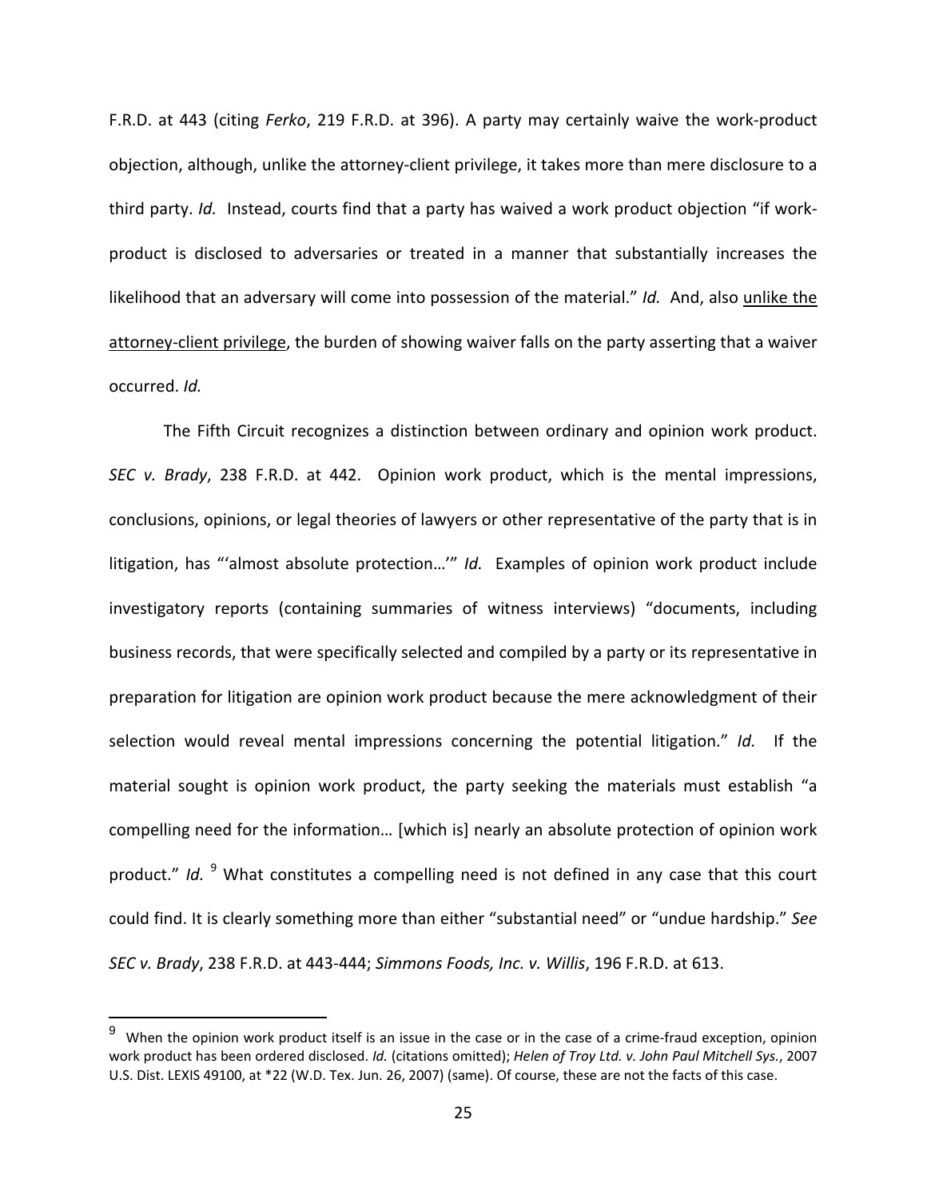F.R.D. at 443 (citing *Ferko*, 219 F.R.D. at 396). A party may certainly waive the work-product objection, although, unlike the attorney-client privilege, it takes more than mere disclosure to a third party. *Id.* Instead, courts find that a party has waived a work product objection "if work-product is disclosed to adversaries or treated in a manner that substantially increases the likelihood that an adversary will come into possession of the material." *Id.* And, also <u>unlike the attorney-client privilege</u>, the burden of showing waiver falls on the party asserting that a waiver occurred. *Id.*

The Fifth Circuit recognizes a distinction between ordinary and opinion work product. *SEC v. Brady*, 238 F.R.D. at 442. Opinion work product, which is the mental impressions, conclusions, opinions, or legal theories of lawyers or other representative of the party that is in litigation, has "'almost absolute protection…'" *Id.* Examples of opinion work product include investigatory reports (containing summaries of witness interviews) "documents, including business records, that were specifically selected and compiled by a party or its representative in preparation for litigation are opinion work product because the mere acknowledgment of their selection would reveal mental impressions concerning the potential litigation." *Id.* If the material sought is opinion work product, the party seeking the materials must establish "a compelling need for the information… [which is] nearly an absolute protection of opinion work product." *Id.* [9] What constitutes a compelling need is not defined in any case that this court could find. It is clearly something more than either "substantial need" or "undue hardship." *See SEC v. Brady*, 238 F.R.D. at 443-444; *Simmons Foods, Inc. v. Willis*, 196 F.R.D. at 613.

---

[9] When the opinion work product itself is an issue in the case or in the case of a crime-fraud exception, opinion work product has been ordered disclosed. *Id.* (citations omitted); *Helen of Troy Ltd. v. John Paul Mitchell Sys.*, 2007 U.S. Dist. LEXIS 49100, at *22 (W.D. Tex. Jun. 26, 2007) (same). Of course, these are not the facts of this case.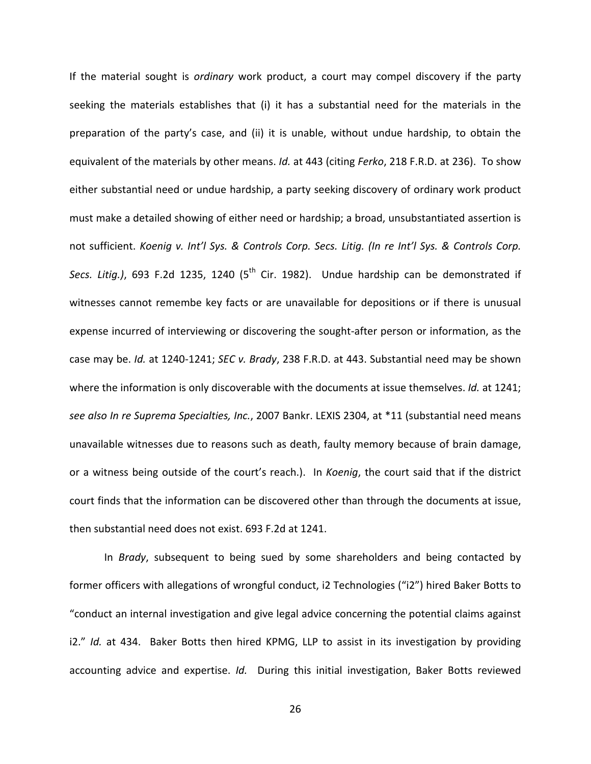If the material sought is *ordinary* work product, a court may compel discovery if the party seeking the materials establishes that (i) it has a substantial need for the materials in the preparation of the party's case, and (ii) it is unable, without undue hardship, to obtain the equivalent of the materials by other means. *Id.* at 443 (citing *Ferko*, 218 F.R.D. at 236). To show either substantial need or undue hardship, a party seeking discovery of ordinary work product must make a detailed showing of either need or hardship; a broad, unsubstantiated assertion is not sufficient. *Koenig v. Int'l Sys. & Controls Corp. Secs. Litig. (In re Int'l Sys. & Controls Corp. Secs. Litig.)*, 693 F.2d 1235, 1240 (5th Cir. 1982). Undue hardship can be demonstrated if witnesses cannot remembe key facts or are unavailable for depositions or if there is unusual expense incurred of interviewing or discovering the sought-after person or information, as the case may be. *Id.* at 1240-1241; *SEC v. Brady*, 238 F.R.D. at 443. Substantial need may be shown where the information is only discoverable with the documents at issue themselves. *Id.* at 1241; *see also In re Suprema Specialties, Inc.*, 2007 Bankr. LEXIS 2304, at *11 (substantial need means unavailable witnesses due to reasons such as death, faulty memory because of brain damage, or a witness being outside of the court's reach.). In *Koenig*, the court said that if the district court finds that the information can be discovered other than through the documents at issue, then substantial need does not exist. 693 F.2d at 1241.

In *Brady*, subsequent to being sued by some shareholders and being contacted by former officers with allegations of wrongful conduct, i2 Technologies ("i2") hired Baker Botts to "conduct an internal investigation and give legal advice concerning the potential claims against i2." *Id.* at 434. Baker Botts then hired KPMG, LLP to assist in its investigation by providing accounting advice and expertise. *Id.* During this initial investigation, Baker Botts reviewed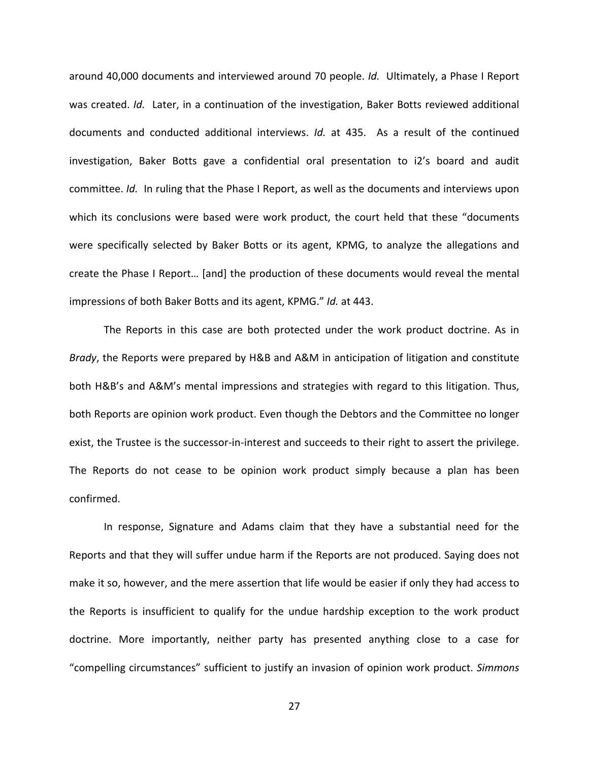around 40,000 documents and interviewed around 70 people. *Id.* Ultimately, a Phase I Report was created. *Id.* Later, in a continuation of the investigation, Baker Botts reviewed additional documents and conducted additional interviews. *Id.* at 435. As a result of the continued investigation, Baker Botts gave a confidential oral presentation to i2's board and audit committee. *Id.* In ruling that the Phase I Report, as well as the documents and interviews upon which its conclusions were based were work product, the court held that these "documents were specifically selected by Baker Botts or its agent, KPMG, to analyze the allegations and create the Phase I Report… [and] the production of these documents would reveal the mental impressions of both Baker Botts and its agent, KPMG." *Id.* at 443.

The Reports in this case are both protected under the work product doctrine. As in *Brady*, the Reports were prepared by H&B and A&M in anticipation of litigation and constitute both H&B's and A&M's mental impressions and strategies with regard to this litigation. Thus, both Reports are opinion work product. Even though the Debtors and the Committee no longer exist, the Trustee is the successor-in-interest and succeeds to their right to assert the privilege. The Reports do not cease to be opinion work product simply because a plan has been confirmed.

In response, Signature and Adams claim that they have a substantial need for the Reports and that they will suffer undue harm if the Reports are not produced. Saying does not make it so, however, and the mere assertion that life would be easier if only they had access to the Reports is insufficient to qualify for the undue hardship exception to the work product doctrine. More importantly, neither party has presented anything close to a case for "compelling circumstances" sufficient to justify an invasion of opinion work product. *Simmons*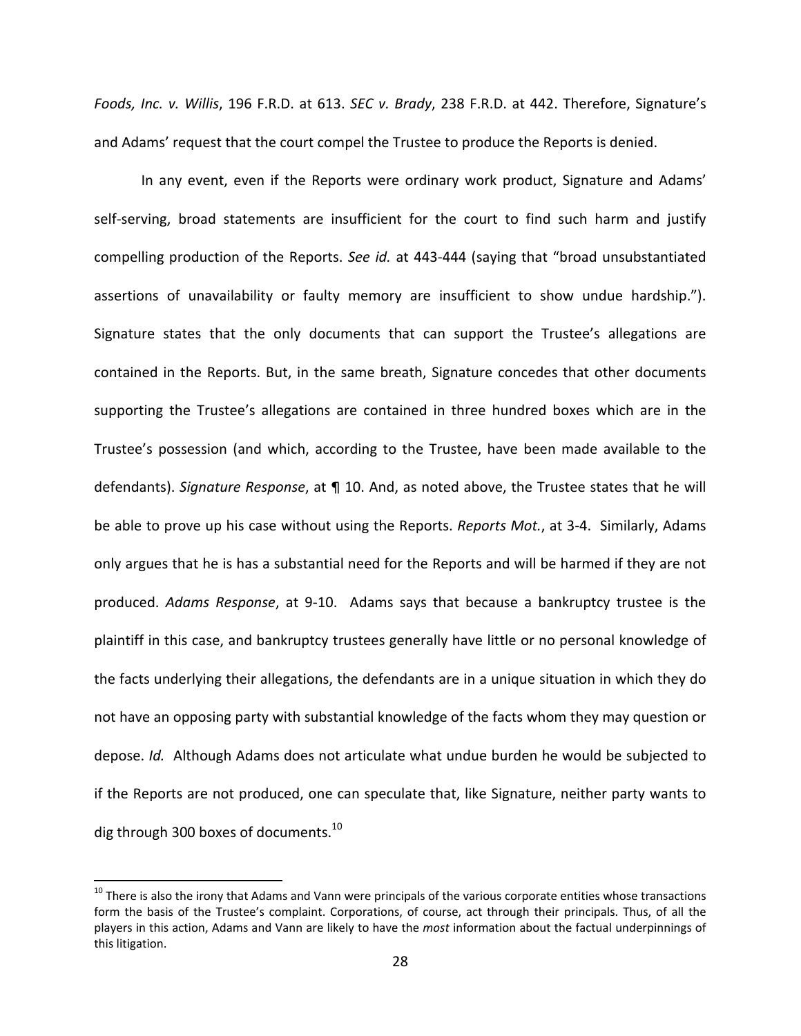*Foods, Inc. v. Willis*, 196 F.R.D. at 613. *SEC v. Brady*, 238 F.R.D. at 442. Therefore, Signature's and Adams' request that the court compel the Trustee to produce the Reports is denied.

In any event, even if the Reports were ordinary work product, Signature and Adams' self-serving, broad statements are insufficient for the court to find such harm and justify compelling production of the Reports. *See id.* at 443-444 (saying that "broad unsubstantiated assertions of unavailability or faulty memory are insufficient to show undue hardship."). Signature states that the only documents that can support the Trustee's allegations are contained in the Reports. But, in the same breath, Signature concedes that other documents supporting the Trustee's allegations are contained in three hundred boxes which are in the Trustee's possession (and which, according to the Trustee, have been made available to the defendants). *Signature Response*, at ¶ 10. And, as noted above, the Trustee states that he will be able to prove up his case without using the Reports. *Reports Mot.*, at 3-4. Similarly, Adams only argues that he is has a substantial need for the Reports and will be harmed if they are not produced. *Adams Response*, at 9-10. Adams says that because a bankruptcy trustee is the plaintiff in this case, and bankruptcy trustees generally have little or no personal knowledge of the facts underlying their allegations, the defendants are in a unique situation in which they do not have an opposing party with substantial knowledge of the facts whom they may question or depose. *Id.* Although Adams does not articulate what undue burden he would be subjected to if the Reports are not produced, one can speculate that, like Signature, neither party wants to dig through 300 boxes of documents.[10]

[10] There is also the irony that Adams and Vann were principals of the various corporate entities whose transactions form the basis of the Trustee's complaint. Corporations, of course, act through their principals. Thus, of all the players in this action, Adams and Vann are likely to have the *most* information about the factual underpinnings of this litigation.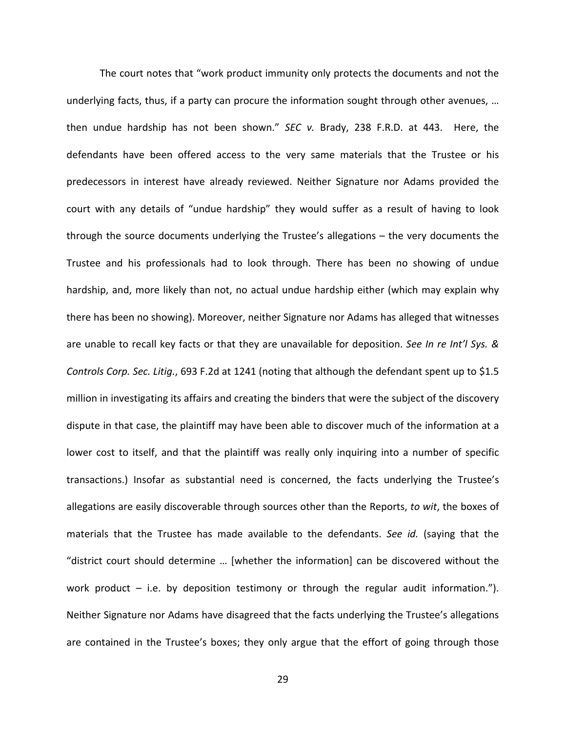The court notes that "work product immunity only protects the documents and not the underlying facts, thus, if a party can procure the information sought through other avenues, … then undue hardship has not been shown." *SEC v.* Brady, 238 F.R.D. at 443. Here, the defendants have been offered access to the very same materials that the Trustee or his predecessors in interest have already reviewed. Neither Signature nor Adams provided the court with any details of "undue hardship" they would suffer as a result of having to look through the source documents underlying the Trustee's allegations – the very documents the Trustee and his professionals had to look through. There has been no showing of undue hardship, and, more likely than not, no actual undue hardship either (which may explain why there has been no showing). Moreover, neither Signature nor Adams has alleged that witnesses are unable to recall key facts or that they are unavailable for deposition. *See In re Int'l Sys. & Controls Corp. Sec. Litig.*, 693 F.2d at 1241 (noting that although the defendant spent up to $1.5 million in investigating its affairs and creating the binders that were the subject of the discovery dispute in that case, the plaintiff may have been able to discover much of the information at a lower cost to itself, and that the plaintiff was really only inquiring into a number of specific transactions.) Insofar as substantial need is concerned, the facts underlying the Trustee's allegations are easily discoverable through sources other than the Reports, *to wit*, the boxes of materials that the Trustee has made available to the defendants. *See id.* (saying that the "district court should determine … [whether the information] can be discovered without the work product – i.e. by deposition testimony or through the regular audit information."). Neither Signature nor Adams have disagreed that the facts underlying the Trustee's allegations are contained in the Trustee's boxes; they only argue that the effort of going through those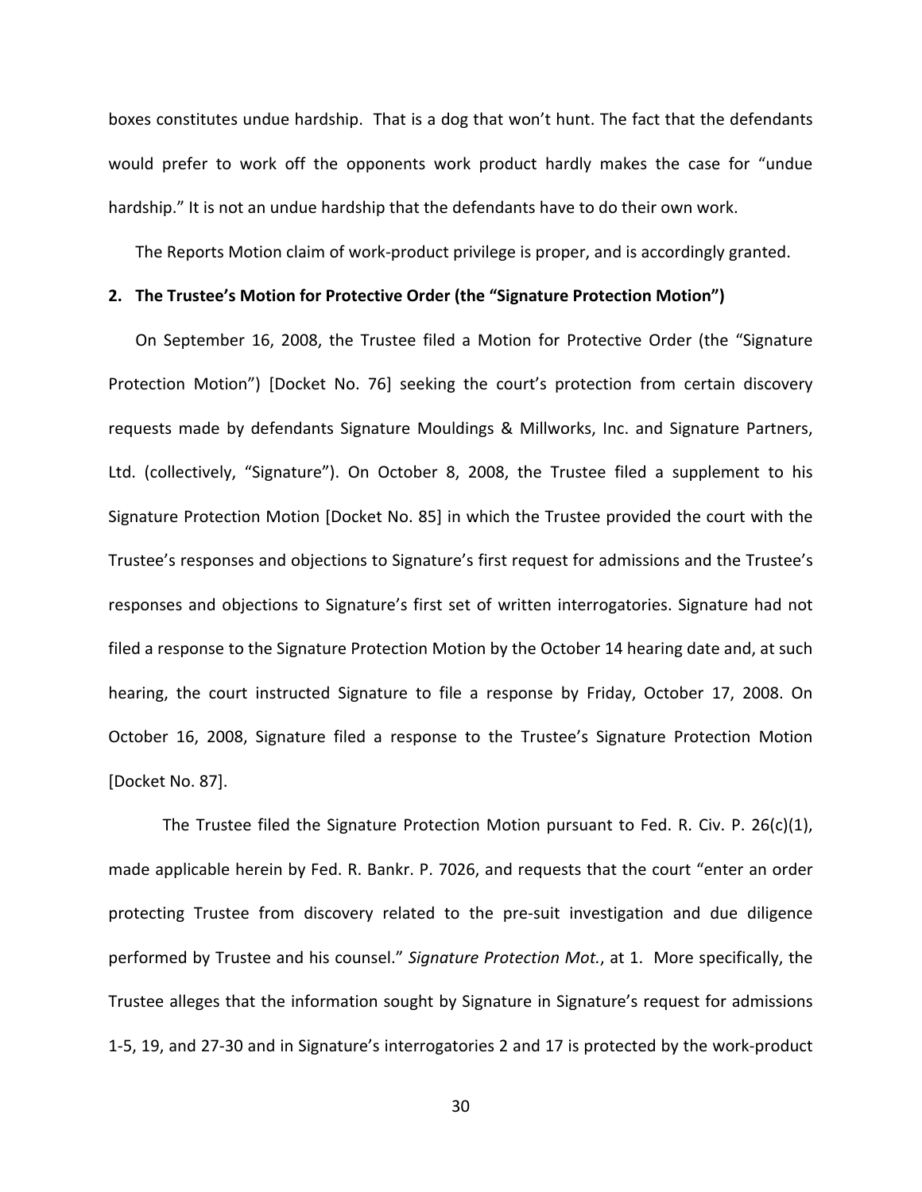boxes constitutes undue hardship. That is a dog that won't hunt. The fact that the defendants would prefer to work off the opponents work product hardly makes the case for "undue hardship." It is not an undue hardship that the defendants have to do their own work.

The Reports Motion claim of work-product privilege is proper, and is accordingly granted.

**2. The Trustee's Motion for Protective Order (the "Signature Protection Motion")**

On September 16, 2008, the Trustee filed a Motion for Protective Order (the "Signature Protection Motion") [Docket No. 76] seeking the court's protection from certain discovery requests made by defendants Signature Mouldings & Millworks, Inc. and Signature Partners, Ltd. (collectively, "Signature"). On October 8, 2008, the Trustee filed a supplement to his Signature Protection Motion [Docket No. 85] in which the Trustee provided the court with the Trustee's responses and objections to Signature's first request for admissions and the Trustee's responses and objections to Signature's first set of written interrogatories. Signature had not filed a response to the Signature Protection Motion by the October 14 hearing date and, at such hearing, the court instructed Signature to file a response by Friday, October 17, 2008. On October 16, 2008, Signature filed a response to the Trustee's Signature Protection Motion [Docket No. 87].

The Trustee filed the Signature Protection Motion pursuant to Fed. R. Civ. P. 26(c)(1), made applicable herein by Fed. R. Bankr. P. 7026, and requests that the court "enter an order protecting Trustee from discovery related to the pre-suit investigation and due diligence performed by Trustee and his counsel." *Signature Protection Mot.*, at 1. More specifically, the Trustee alleges that the information sought by Signature in Signature's request for admissions 1-5, 19, and 27-30 and in Signature's interrogatories 2 and 17 is protected by the work-product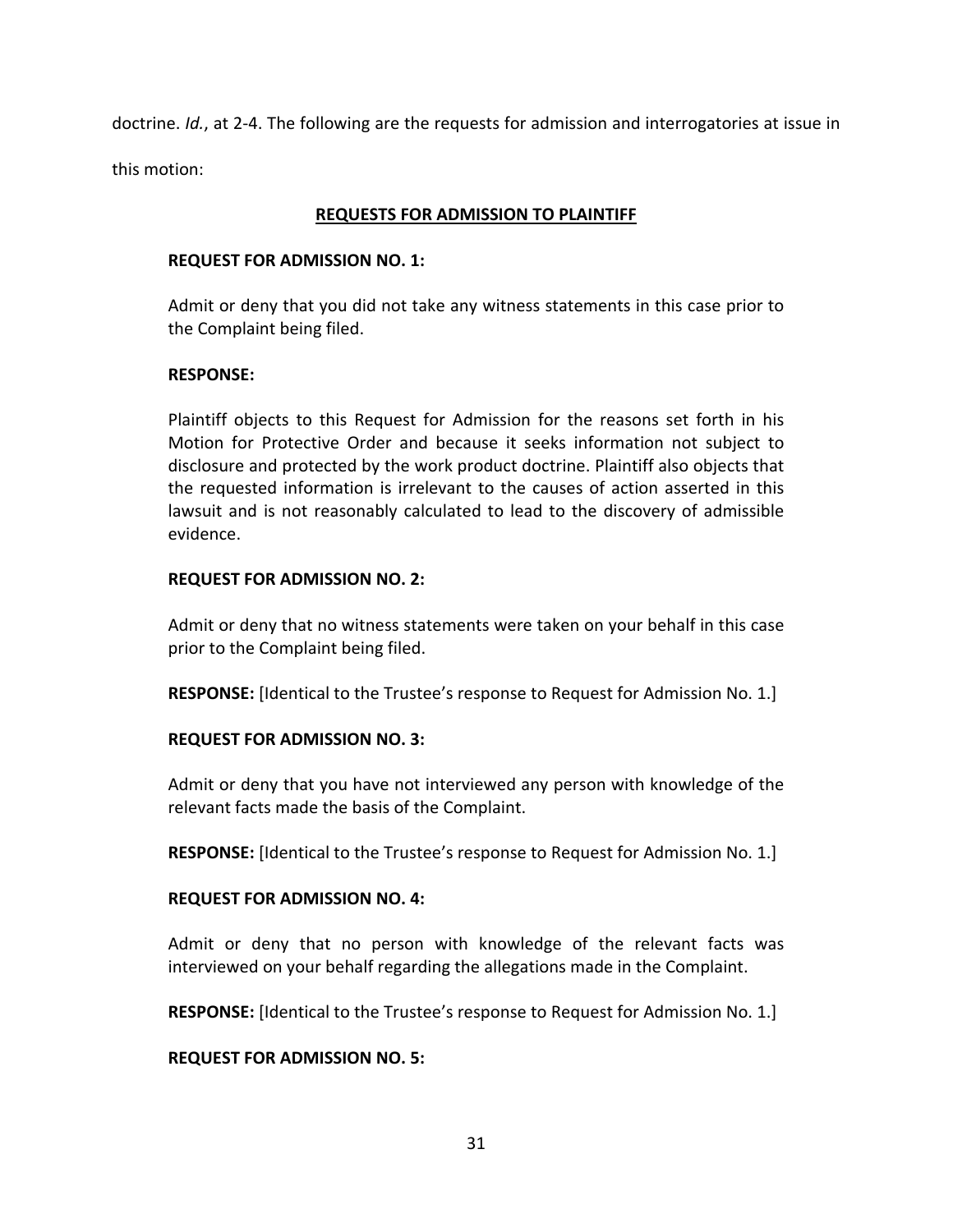doctrine. *Id.*, at 2-4. The following are the requests for admission and interrogatories at issue in this motion:

**<u>REQUESTS FOR ADMISSION TO PLAINTIFF</u>**

**REQUEST FOR ADMISSION NO. 1:**

Admit or deny that you did not take any witness statements in this case prior to the Complaint being filed.

**RESPONSE:**

Plaintiff objects to this Request for Admission for the reasons set forth in his Motion for Protective Order and because it seeks information not subject to disclosure and protected by the work product doctrine. Plaintiff also objects that the requested information is irrelevant to the causes of action asserted in this lawsuit and is not reasonably calculated to lead to the discovery of admissible evidence.

**REQUEST FOR ADMISSION NO. 2:**

Admit or deny that no witness statements were taken on your behalf in this case prior to the Complaint being filed.

**RESPONSE:** [Identical to the Trustee's response to Request for Admission No. 1.]

**REQUEST FOR ADMISSION NO. 3:**

Admit or deny that you have not interviewed any person with knowledge of the relevant facts made the basis of the Complaint.

**RESPONSE:** [Identical to the Trustee's response to Request for Admission No. 1.]

**REQUEST FOR ADMISSION NO. 4:**

Admit or deny that no person with knowledge of the relevant facts was interviewed on your behalf regarding the allegations made in the Complaint.

**RESPONSE:** [Identical to the Trustee's response to Request for Admission No. 1.]

**REQUEST FOR ADMISSION NO. 5:**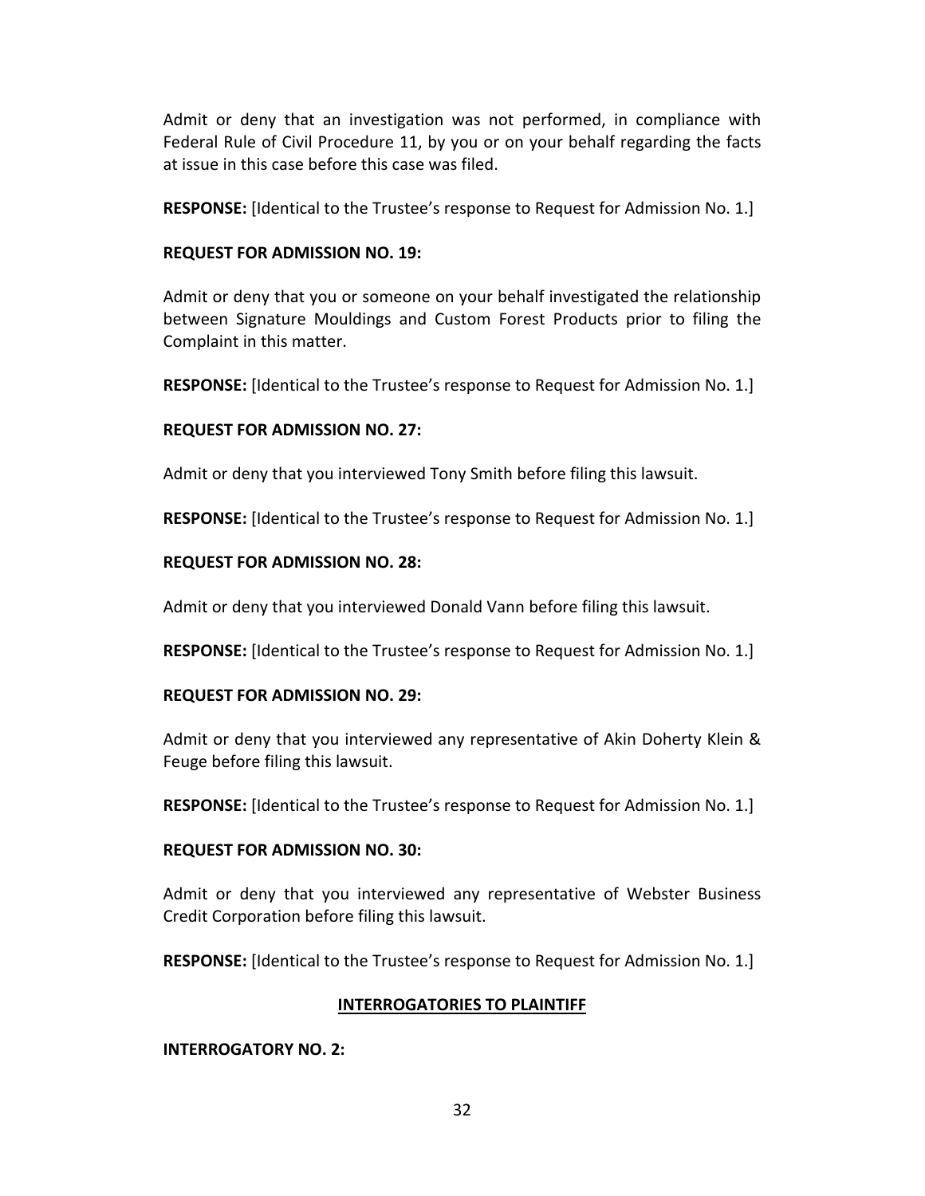Admit or deny that an investigation was not performed, in compliance with Federal Rule of Civil Procedure 11, by you or on your behalf regarding the facts at issue in this case before this case was filed.

**RESPONSE:** [Identical to the Trustee's response to Request for Admission No. 1.]

**REQUEST FOR ADMISSION NO. 19:**

Admit or deny that you or someone on your behalf investigated the relationship between Signature Mouldings and Custom Forest Products prior to filing the Complaint in this matter.

**RESPONSE:** [Identical to the Trustee's response to Request for Admission No. 1.]

**REQUEST FOR ADMISSION NO. 27:**

Admit or deny that you interviewed Tony Smith before filing this lawsuit.

**RESPONSE:** [Identical to the Trustee's response to Request for Admission No. 1.]

**REQUEST FOR ADMISSION NO. 28:**

Admit or deny that you interviewed Donald Vann before filing this lawsuit.

**RESPONSE:** [Identical to the Trustee's response to Request for Admission No. 1.]

**REQUEST FOR ADMISSION NO. 29:**

Admit or deny that you interviewed any representative of Akin Doherty Klein & Feuge before filing this lawsuit.

**RESPONSE:** [Identical to the Trustee's response to Request for Admission No. 1.]

**REQUEST FOR ADMISSION NO. 30:**

Admit or deny that you interviewed any representative of Webster Business Credit Corporation before filing this lawsuit.

**RESPONSE:** [Identical to the Trustee's response to Request for Admission No. 1.]

**INTERROGATORIES TO PLAINTIFF**

**INTERROGATORY NO. 2:**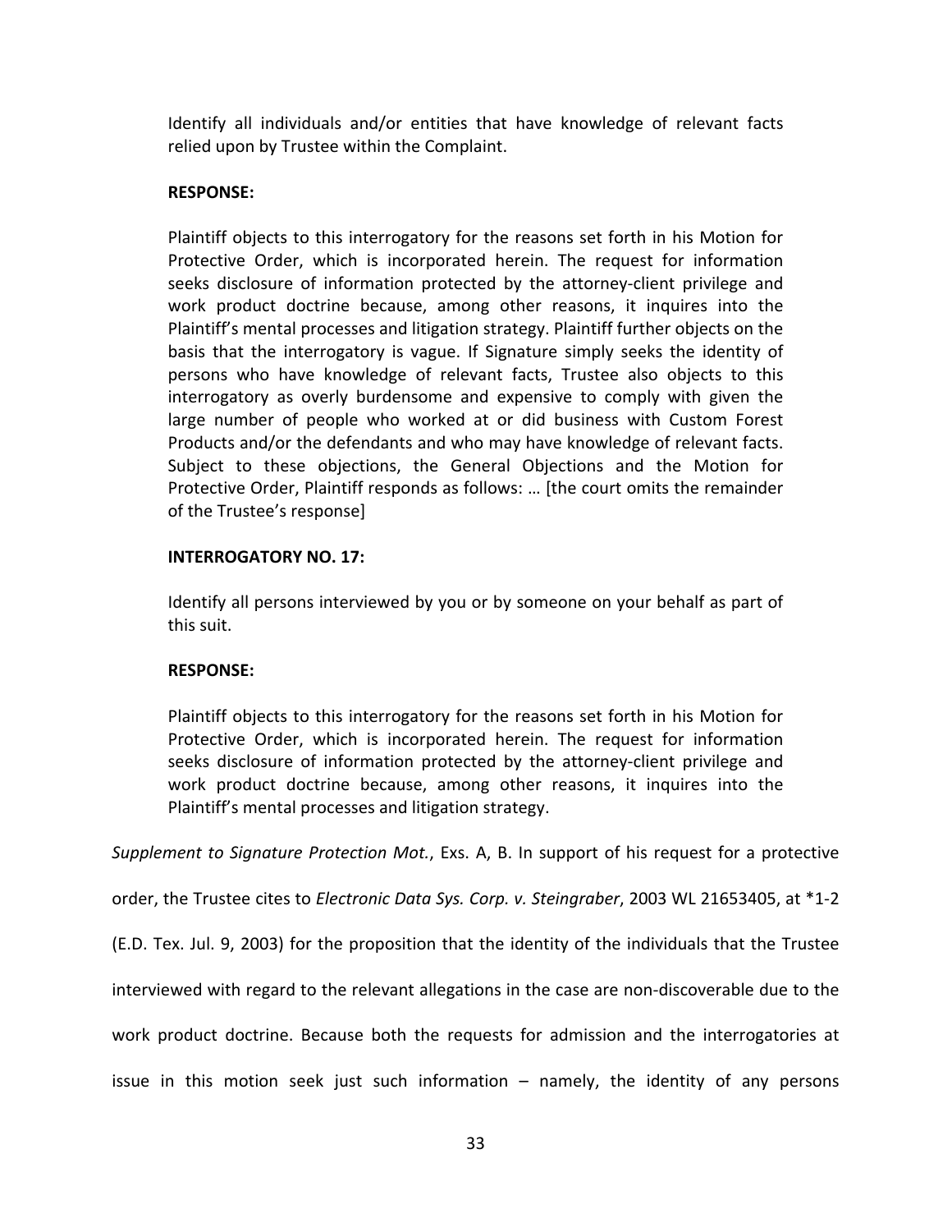Identify all individuals and/or entities that have knowledge of relevant facts relied upon by Trustee within the Complaint.

**RESPONSE:**

Plaintiff objects to this interrogatory for the reasons set forth in his Motion for Protective Order, which is incorporated herein. The request for information seeks disclosure of information protected by the attorney-client privilege and work product doctrine because, among other reasons, it inquires into the Plaintiff's mental processes and litigation strategy. Plaintiff further objects on the basis that the interrogatory is vague. If Signature simply seeks the identity of persons who have knowledge of relevant facts, Trustee also objects to this interrogatory as overly burdensome and expensive to comply with given the large number of people who worked at or did business with Custom Forest Products and/or the defendants and who may have knowledge of relevant facts. Subject to these objections, the General Objections and the Motion for Protective Order, Plaintiff responds as follows: … [the court omits the remainder of the Trustee's response]

**INTERROGATORY NO. 17:**

Identify all persons interviewed by you or by someone on your behalf as part of this suit.

**RESPONSE:**

Plaintiff objects to this interrogatory for the reasons set forth in his Motion for Protective Order, which is incorporated herein. The request for information seeks disclosure of information protected by the attorney-client privilege and work product doctrine because, among other reasons, it inquires into the Plaintiff's mental processes and litigation strategy.

*Supplement to Signature Protection Mot.*, Exs. A, B. In support of his request for a protective order, the Trustee cites to *Electronic Data Sys. Corp. v. Steingraber*, 2003 WL 21653405, at *1-2 (E.D. Tex. Jul. 9, 2003) for the proposition that the identity of the individuals that the Trustee interviewed with regard to the relevant allegations in the case are non-discoverable due to the work product doctrine. Because both the requests for admission and the interrogatories at issue in this motion seek just such information – namely, the identity of any persons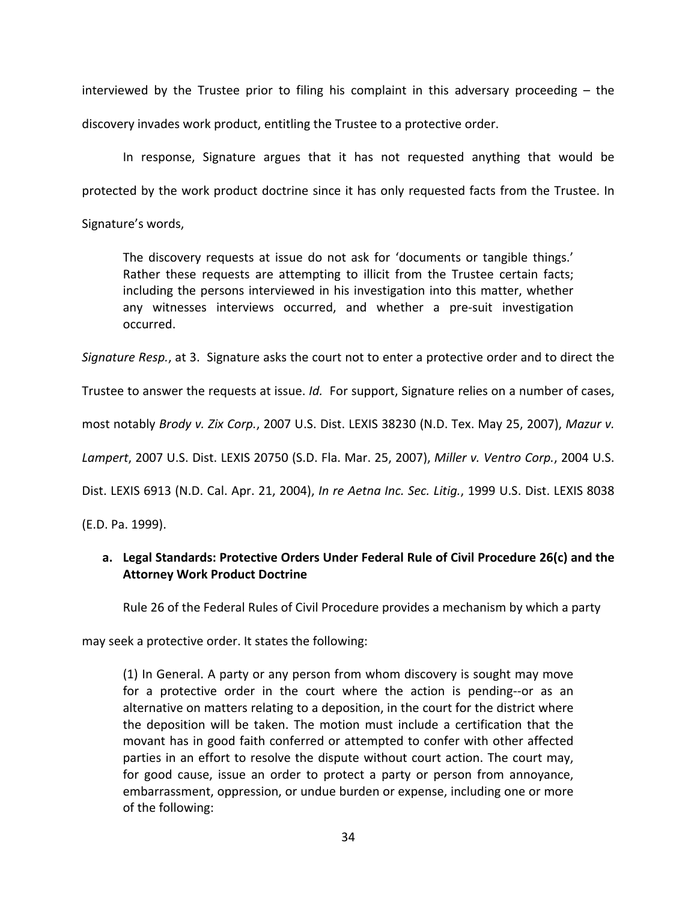interviewed by the Trustee prior to filing his complaint in this adversary proceeding – the discovery invades work product, entitling the Trustee to a protective order.

In response, Signature argues that it has not requested anything that would be protected by the work product doctrine since it has only requested facts from the Trustee. In Signature's words,

> The discovery requests at issue do not ask for 'documents or tangible things.' Rather these requests are attempting to illicit from the Trustee certain facts; including the persons interviewed in his investigation into this matter, whether any witnesses interviews occurred, and whether a pre-suit investigation occurred.

*Signature Resp.*, at 3. Signature asks the court not to enter a protective order and to direct the Trustee to answer the requests at issue. *Id.* For support, Signature relies on a number of cases, most notably *Brody v. Zix Corp.*, 2007 U.S. Dist. LEXIS 38230 (N.D. Tex. May 25, 2007), *Mazur v. Lampert*, 2007 U.S. Dist. LEXIS 20750 (S.D. Fla. Mar. 25, 2007), *Miller v. Ventro Corp.*, 2004 U.S. Dist. LEXIS 6913 (N.D. Cal. Apr. 21, 2004), *In re Aetna Inc. Sec. Litig.*, 1999 U.S. Dist. LEXIS 8038 (E.D. Pa. 1999).

**a. Legal Standards: Protective Orders Under Federal Rule of Civil Procedure 26(c) and the Attorney Work Product Doctrine**

Rule 26 of the Federal Rules of Civil Procedure provides a mechanism by which a party may seek a protective order. It states the following:

> (1) In General. A party or any person from whom discovery is sought may move for a protective order in the court where the action is pending--or as an alternative on matters relating to a deposition, in the court for the district where the deposition will be taken. The motion must include a certification that the movant has in good faith conferred or attempted to confer with other affected parties in an effort to resolve the dispute without court action. The court may, for good cause, issue an order to protect a party or person from annoyance, embarrassment, oppression, or undue burden or expense, including one or more of the following: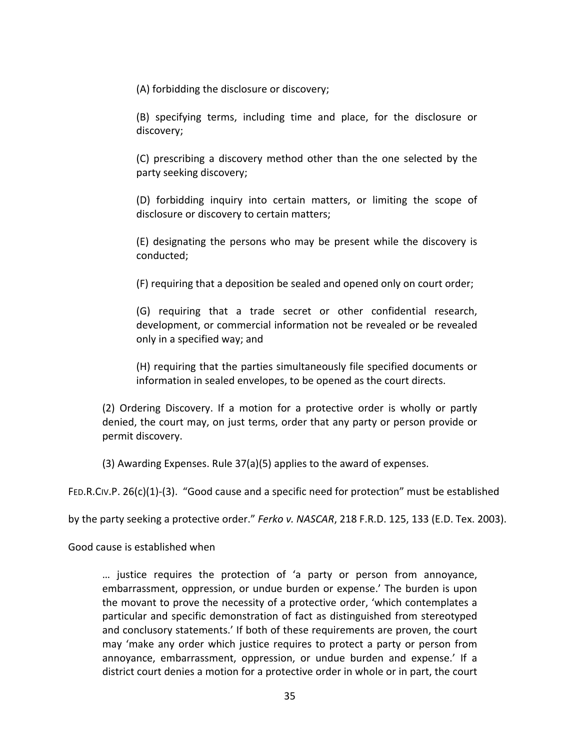(A) forbidding the disclosure or discovery;

(B) specifying terms, including time and place, for the disclosure or discovery;

(C) prescribing a discovery method other than the one selected by the party seeking discovery;

(D) forbidding inquiry into certain matters, or limiting the scope of disclosure or discovery to certain matters;

(E) designating the persons who may be present while the discovery is conducted;

(F) requiring that a deposition be sealed and opened only on court order;

(G) requiring that a trade secret or other confidential research, development, or commercial information not be revealed or be revealed only in a specified way; and

(H) requiring that the parties simultaneously file specified documents or information in sealed envelopes, to be opened as the court directs.

(2) Ordering Discovery. If a motion for a protective order is wholly or partly denied, the court may, on just terms, order that any party or person provide or permit discovery.

(3) Awarding Expenses. Rule 37(a)(5) applies to the award of expenses.

FED.R.CIV.P. 26(c)(1)-(3). "Good cause and a specific need for protection" must be established by the party seeking a protective order." *Ferko v. NASCAR*, 218 F.R.D. 125, 133 (E.D. Tex. 2003).

Good cause is established when

> … justice requires the protection of 'a party or person from annoyance, embarrassment, oppression, or undue burden or expense.' The burden is upon the movant to prove the necessity of a protective order, 'which contemplates a particular and specific demonstration of fact as distinguished from stereotyped and conclusory statements.' If both of these requirements are proven, the court may 'make any order which justice requires to protect a party or person from annoyance, embarrassment, oppression, or undue burden and expense.' If a district court denies a motion for a protective order in whole or in part, the court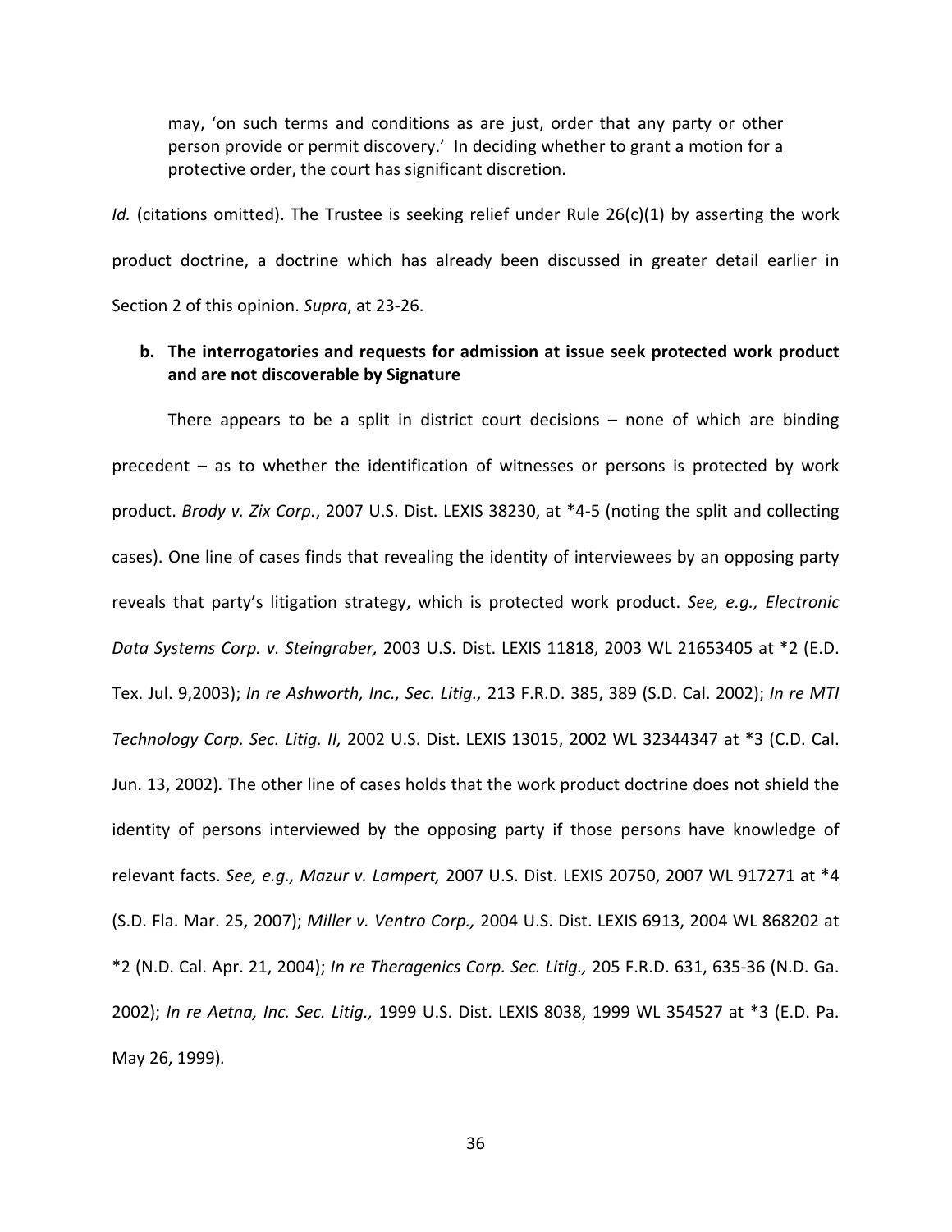> may, 'on such terms and conditions as are just, order that any party or other person provide or permit discovery.' In deciding whether to grant a motion for a protective order, the court has significant discretion.

*Id.* (citations omitted). The Trustee is seeking relief under Rule 26(c)(1) by asserting the work product doctrine, a doctrine which has already been discussed in greater detail earlier in Section 2 of this opinion. *Supra*, at 23-26.

**b. The interrogatories and requests for admission at issue seek protected work product and are not discoverable by Signature**

There appears to be a split in district court decisions – none of which are binding precedent – as to whether the identification of witnesses or persons is protected by work product. *Brody v. Zix Corp.*, 2007 U.S. Dist. LEXIS 38230, at *4-5 (noting the split and collecting cases). One line of cases finds that revealing the identity of interviewees by an opposing party reveals that party's litigation strategy, which is protected work product. *See, e.g., Electronic Data Systems Corp. v. Steingraber,* 2003 U.S. Dist. LEXIS 11818, 2003 WL 21653405 at *2 (E.D. Tex. Jul. 9,2003); *In re Ashworth, Inc., Sec. Litig.,* 213 F.R.D. 385, 389 (S.D. Cal. 2002); *In re MTI Technology Corp. Sec. Litig. II,* 2002 U.S. Dist. LEXIS 13015, 2002 WL 32344347 at *3 (C.D. Cal. Jun. 13, 2002). The other line of cases holds that the work product doctrine does not shield the identity of persons interviewed by the opposing party if those persons have knowledge of relevant facts. *See, e.g., Mazur v. Lampert,* 2007 U.S. Dist. LEXIS 20750, 2007 WL 917271 at *4 (S.D. Fla. Mar. 25, 2007); *Miller v. Ventro Corp.,* 2004 U.S. Dist. LEXIS 6913, 2004 WL 868202 at *2 (N.D. Cal. Apr. 21, 2004); *In re Theragenics Corp. Sec. Litig.,* 205 F.R.D. 631, 635-36 (N.D. Ga. 2002); *In re Aetna, Inc. Sec. Litig.,* 1999 U.S. Dist. LEXIS 8038, 1999 WL 354527 at *3 (E.D. Pa. May 26, 1999).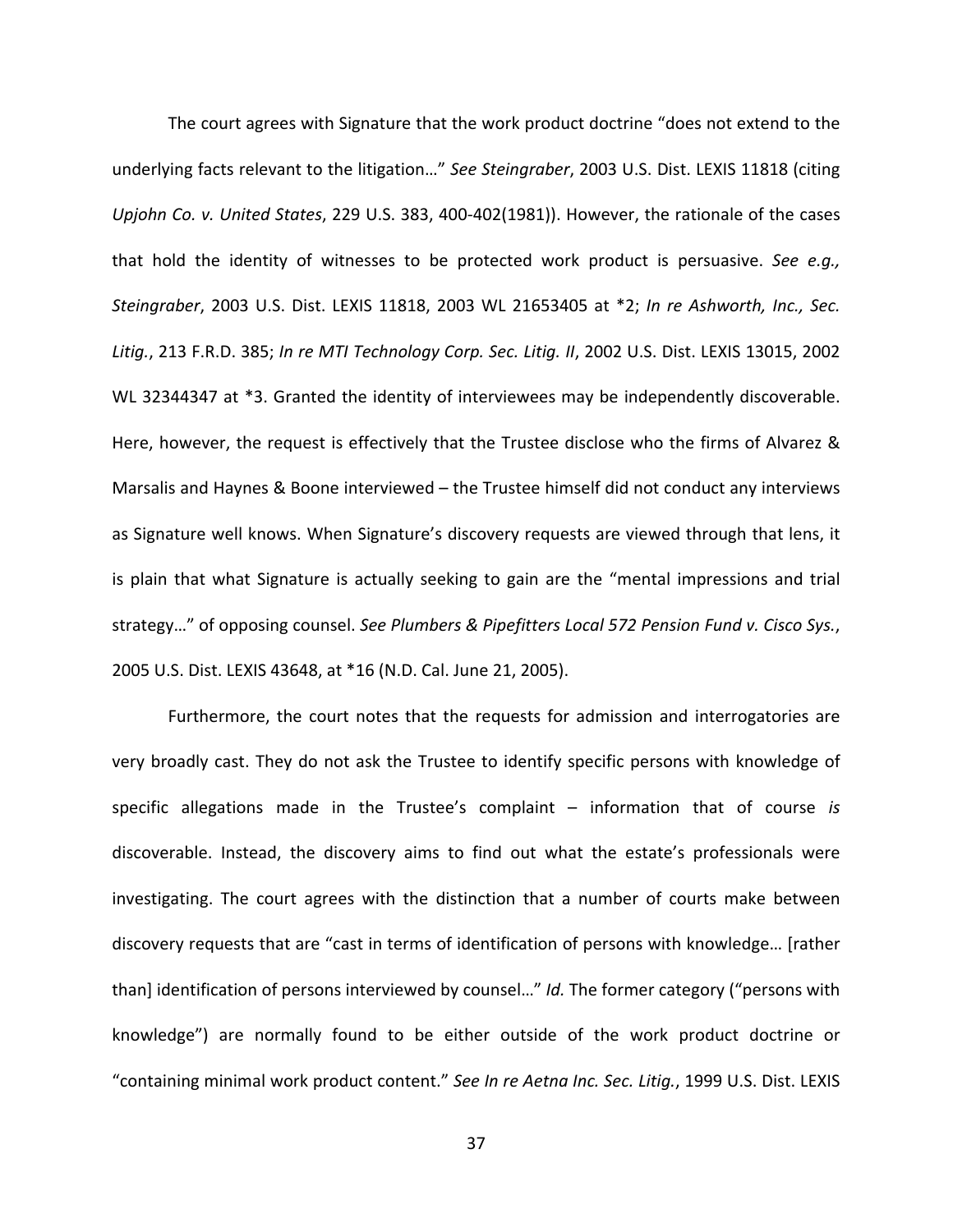The court agrees with Signature that the work product doctrine "does not extend to the underlying facts relevant to the litigation…" *See Steingraber*, 2003 U.S. Dist. LEXIS 11818 (citing *Upjohn Co. v. United States*, 229 U.S. 383, 400-402(1981)). However, the rationale of the cases that hold the identity of witnesses to be protected work product is persuasive. *See e.g., Steingraber*, 2003 U.S. Dist. LEXIS 11818, 2003 WL 21653405 at *2; *In re Ashworth, Inc., Sec. Litig.*, 213 F.R.D. 385; *In re MTI Technology Corp. Sec. Litig. II*, 2002 U.S. Dist. LEXIS 13015, 2002 WL 32344347 at *3. Granted the identity of interviewees may be independently discoverable. Here, however, the request is effectively that the Trustee disclose who the firms of Alvarez & Marsalis and Haynes & Boone interviewed – the Trustee himself did not conduct any interviews as Signature well knows. When Signature's discovery requests are viewed through that lens, it is plain that what Signature is actually seeking to gain are the "mental impressions and trial strategy…" of opposing counsel. *See Plumbers & Pipefitters Local 572 Pension Fund v. Cisco Sys.*, 2005 U.S. Dist. LEXIS 43648, at *16 (N.D. Cal. June 21, 2005).

Furthermore, the court notes that the requests for admission and interrogatories are very broadly cast. They do not ask the Trustee to identify specific persons with knowledge of specific allegations made in the Trustee's complaint – information that of course *is* discoverable. Instead, the discovery aims to find out what the estate's professionals were investigating. The court agrees with the distinction that a number of courts make between discovery requests that are "cast in terms of identification of persons with knowledge… [rather than] identification of persons interviewed by counsel…" *Id.* The former category ("persons with knowledge") are normally found to be either outside of the work product doctrine or "containing minimal work product content." *See In re Aetna Inc. Sec. Litig.*, 1999 U.S. Dist. LEXIS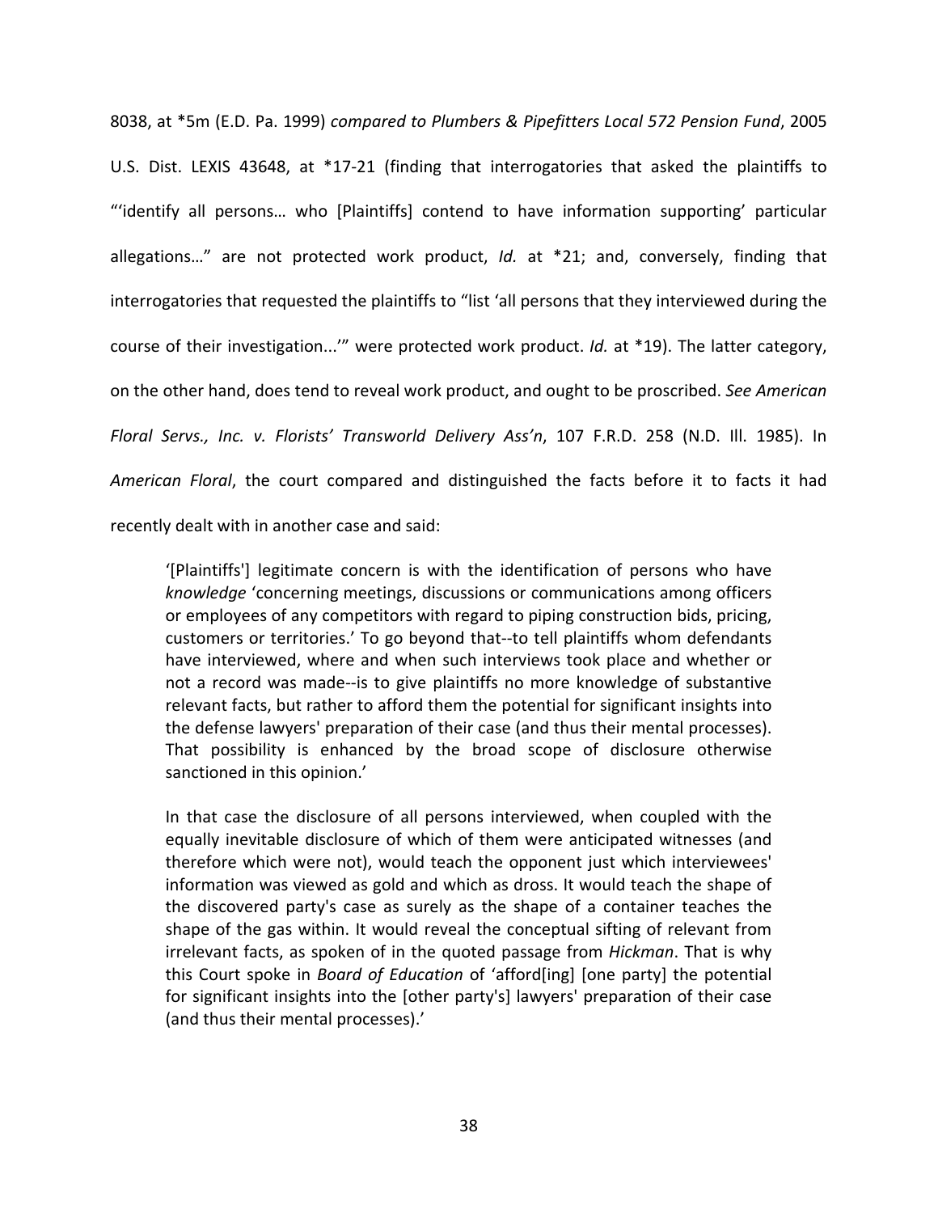8038, at *5m (E.D. Pa. 1999) *compared to Plumbers & Pipefitters Local 572 Pension Fund*, 2005 U.S. Dist. LEXIS 43648, at *17-21 (finding that interrogatories that asked the plaintiffs to "'identify all persons… who [Plaintiffs] contend to have information supporting' particular allegations…" are not protected work product, *Id.* at *21; and, conversely, finding that interrogatories that requested the plaintiffs to "list 'all persons that they interviewed during the course of their investigation...'" were protected work product. *Id.* at *19). The latter category, on the other hand, does tend to reveal work product, and ought to be proscribed. *See American Floral Servs., Inc. v. Florists' Transworld Delivery Ass'n*, 107 F.R.D. 258 (N.D. Ill. 1985). In *American Floral*, the court compared and distinguished the facts before it to facts it had recently dealt with in another case and said:

> '[Plaintiffs'] legitimate concern is with the identification of persons who have *knowledge* 'concerning meetings, discussions or communications among officers or employees of any competitors with regard to piping construction bids, pricing, customers or territories.' To go beyond that--to tell plaintiffs whom defendants have interviewed, where and when such interviews took place and whether or not a record was made--is to give plaintiffs no more knowledge of substantive relevant facts, but rather to afford them the potential for significant insights into the defense lawyers' preparation of their case (and thus their mental processes). That possibility is enhanced by the broad scope of disclosure otherwise sanctioned in this opinion.'
>
> In that case the disclosure of all persons interviewed, when coupled with the equally inevitable disclosure of which of them were anticipated witnesses (and therefore which were not), would teach the opponent just which interviewees' information was viewed as gold and which as dross. It would teach the shape of the discovered party's case as surely as the shape of a container teaches the shape of the gas within. It would reveal the conceptual sifting of relevant from irrelevant facts, as spoken of in the quoted passage from *Hickman*. That is why this Court spoke in *Board of Education* of 'afford[ing] [one party] the potential for significant insights into the [other party's] lawyers' preparation of their case (and thus their mental processes).'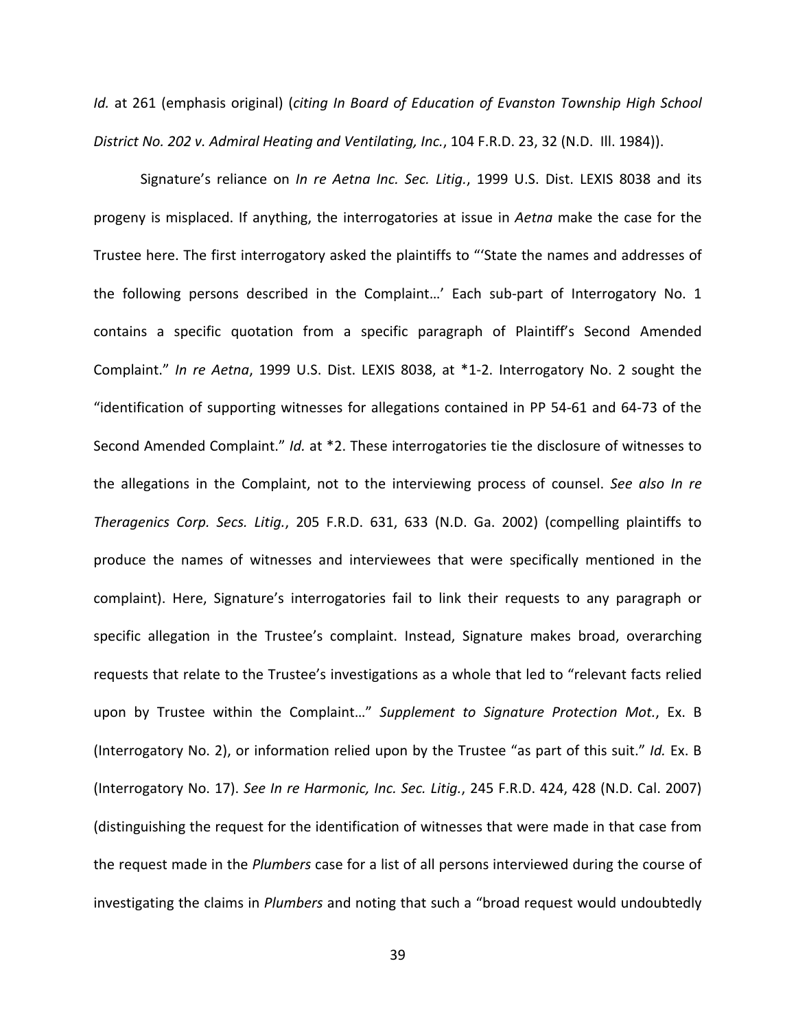*Id.* at 261 (emphasis original) (*citing In Board of Education of Evanston Township High School District No. 202 v. Admiral Heating and Ventilating, Inc.*, 104 F.R.D. 23, 32 (N.D. Ill. 1984)).

Signature's reliance on *In re Aetna Inc. Sec. Litig.*, 1999 U.S. Dist. LEXIS 8038 and its progeny is misplaced. If anything, the interrogatories at issue in *Aetna* make the case for the Trustee here. The first interrogatory asked the plaintiffs to "'State the names and addresses of the following persons described in the Complaint…' Each sub-part of Interrogatory No. 1 contains a specific quotation from a specific paragraph of Plaintiff's Second Amended Complaint." *In re Aetna*, 1999 U.S. Dist. LEXIS 8038, at *1-2. Interrogatory No. 2 sought the "identification of supporting witnesses for allegations contained in PP 54-61 and 64-73 of the Second Amended Complaint." *Id.* at *2. These interrogatories tie the disclosure of witnesses to the allegations in the Complaint, not to the interviewing process of counsel. *See also In re Theragenics Corp. Secs. Litig.*, 205 F.R.D. 631, 633 (N.D. Ga. 2002) (compelling plaintiffs to produce the names of witnesses and interviewees that were specifically mentioned in the complaint). Here, Signature's interrogatories fail to link their requests to any paragraph or specific allegation in the Trustee's complaint. Instead, Signature makes broad, overarching requests that relate to the Trustee's investigations as a whole that led to "relevant facts relied upon by Trustee within the Complaint…" *Supplement to Signature Protection Mot.*, Ex. B (Interrogatory No. 2), or information relied upon by the Trustee "as part of this suit." *Id.* Ex. B (Interrogatory No. 17). *See In re Harmonic, Inc. Sec. Litig.*, 245 F.R.D. 424, 428 (N.D. Cal. 2007) (distinguishing the request for the identification of witnesses that were made in that case from the request made in the *Plumbers* case for a list of all persons interviewed during the course of investigating the claims in *Plumbers* and noting that such a "broad request would undoubtedly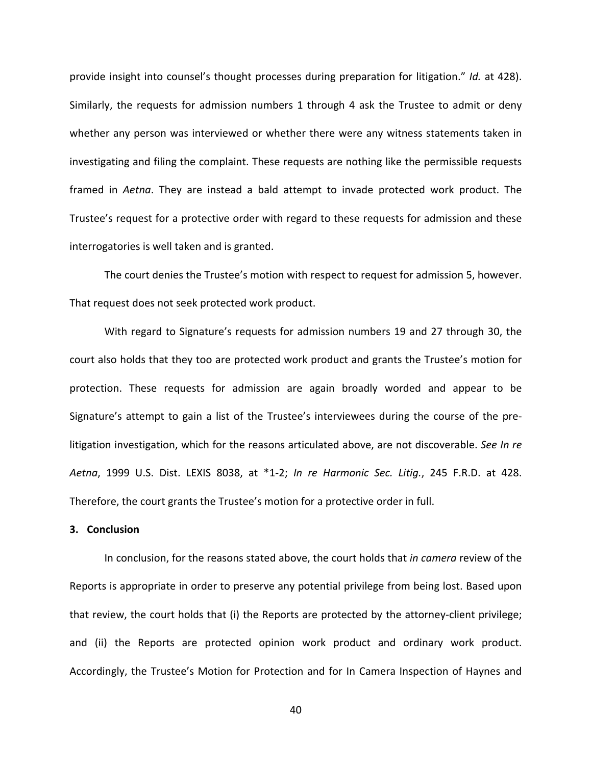provide insight into counsel's thought processes during preparation for litigation." *Id.* at 428). Similarly, the requests for admission numbers 1 through 4 ask the Trustee to admit or deny whether any person was interviewed or whether there were any witness statements taken in investigating and filing the complaint. These requests are nothing like the permissible requests framed in *Aetna*. They are instead a bald attempt to invade protected work product. The Trustee's request for a protective order with regard to these requests for admission and these interrogatories is well taken and is granted.

The court denies the Trustee's motion with respect to request for admission 5, however. That request does not seek protected work product.

With regard to Signature's requests for admission numbers 19 and 27 through 30, the court also holds that they too are protected work product and grants the Trustee's motion for protection. These requests for admission are again broadly worded and appear to be Signature's attempt to gain a list of the Trustee's interviewees during the course of the pre-litigation investigation, which for the reasons articulated above, are not discoverable. *See In re Aetna*, 1999 U.S. Dist. LEXIS 8038, at *1-2; *In re Harmonic Sec. Litig.*, 245 F.R.D. at 428. Therefore, the court grants the Trustee's motion for a protective order in full.

**3. Conclusion**

In conclusion, for the reasons stated above, the court holds that *in camera* review of the Reports is appropriate in order to preserve any potential privilege from being lost. Based upon that review, the court holds that (i) the Reports are protected by the attorney-client privilege; and (ii) the Reports are protected opinion work product and ordinary work product. Accordingly, the Trustee's Motion for Protection and for In Camera Inspection of Haynes and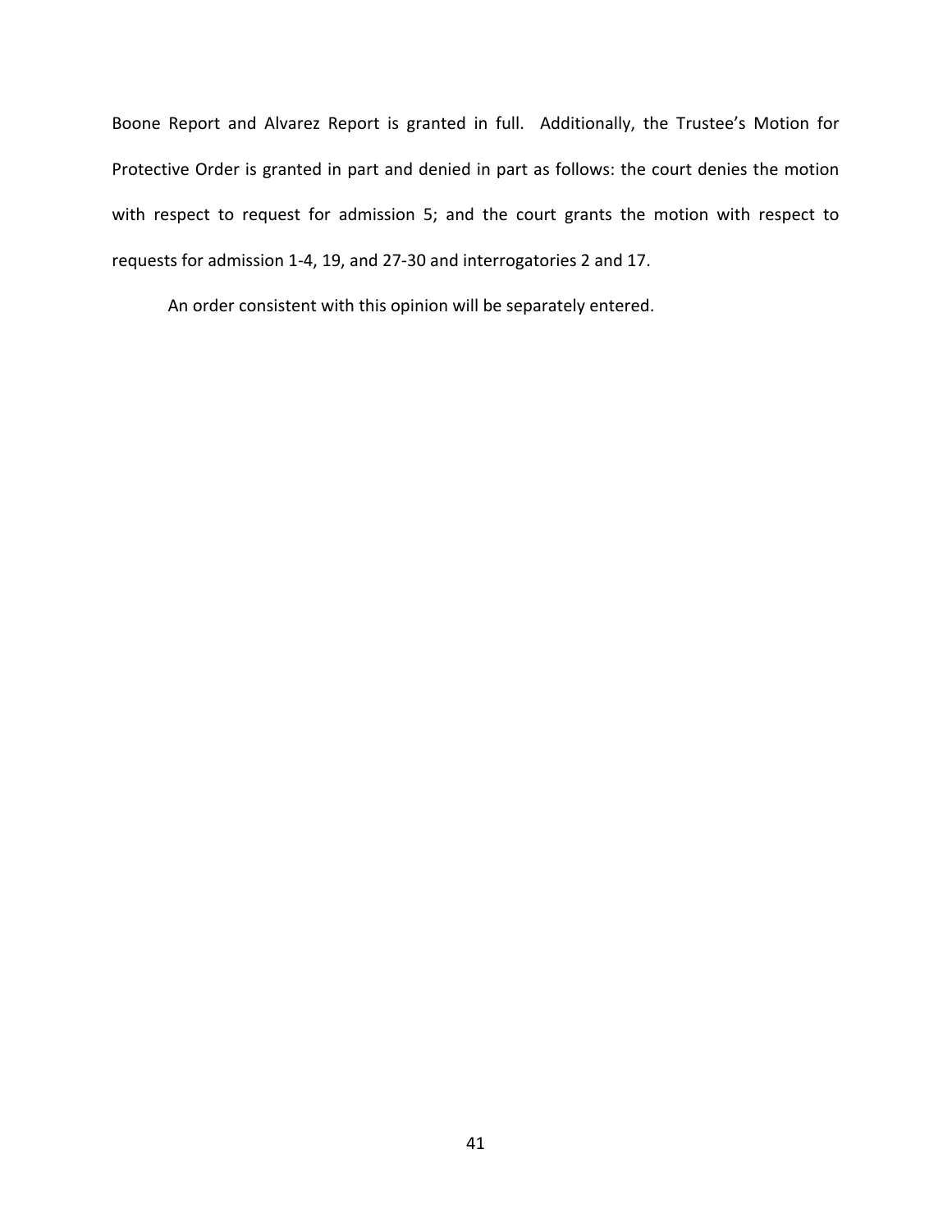Boone Report and Alvarez Report is granted in full. Additionally, the Trustee's Motion for Protective Order is granted in part and denied in part as follows: the court denies the motion with respect to request for admission 5; and the court grants the motion with respect to requests for admission 1-4, 19, and 27-30 and interrogatories 2 and 17.

An order consistent with this opinion will be separately entered.